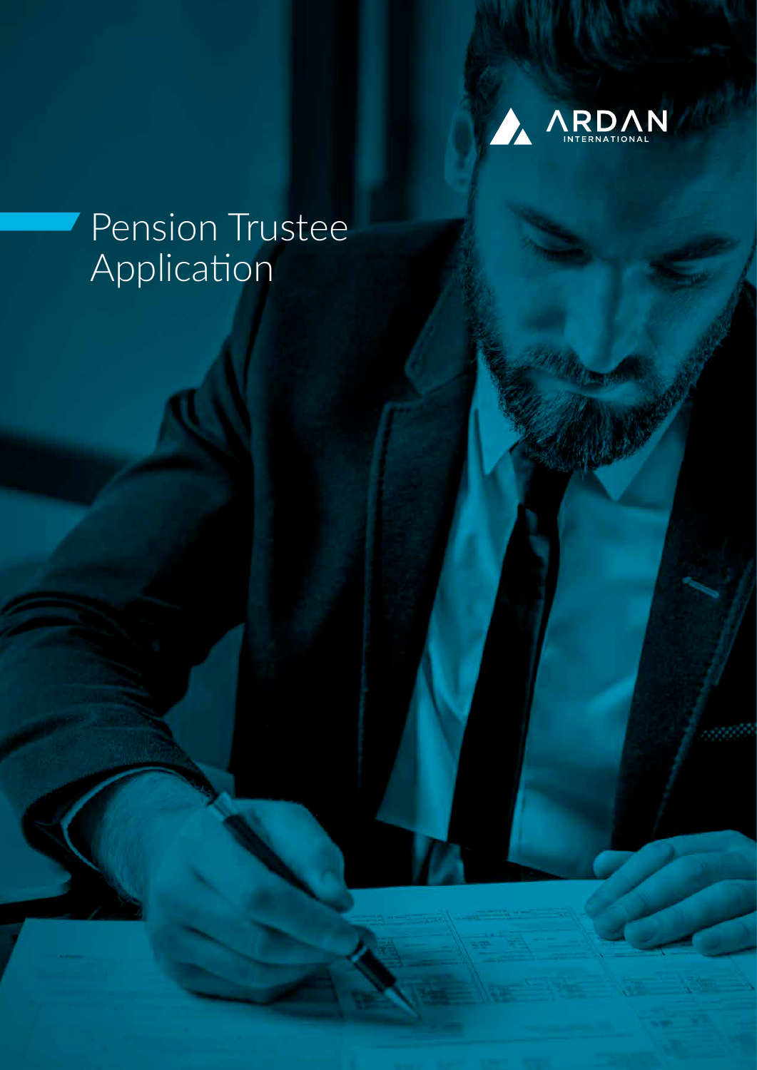ARDAN INTERNATIONAL

# Pension Trustee Application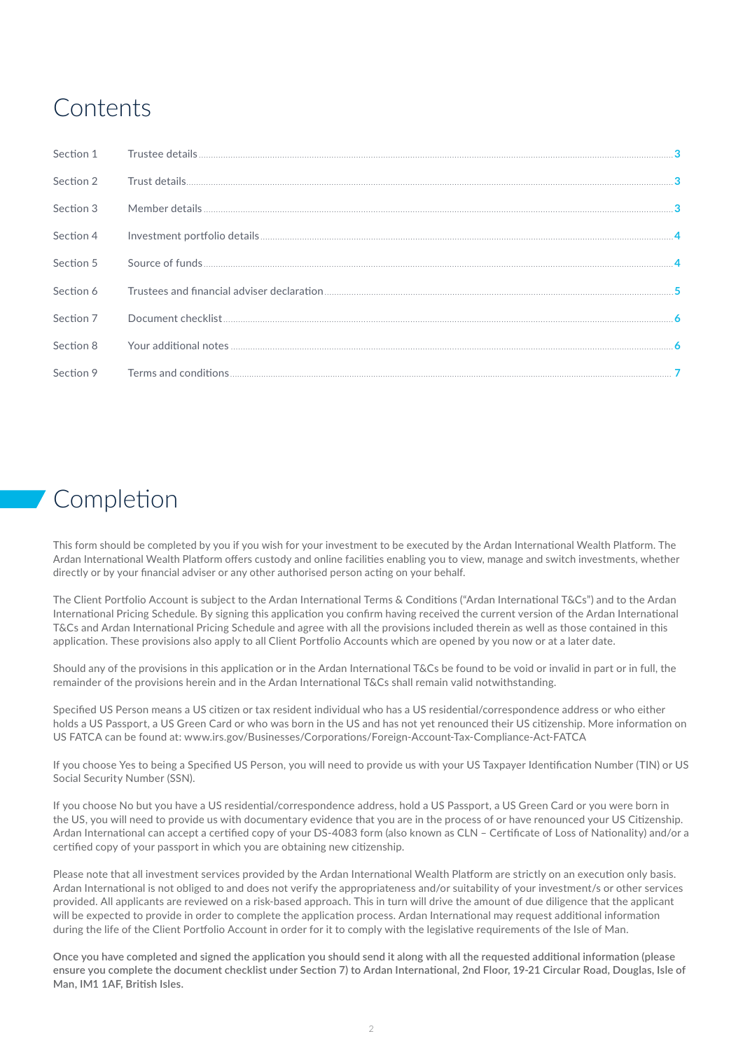# Contents

| | | |
|---|---|---|
| Section 1 | Trustee details | 3 |
| Section 2 | Trust details | 3 |
| Section 3 | Member details | 3 |
| Section 4 | Investment portfolio details | 4 |
| Section 5 | Source of funds | 4 |
| Section 6 | Trustees and financial adviser declaration | 5 |
| Section 7 | Document checklist | 6 |
| Section 8 | Your additional notes | 6 |
| Section 9 | Terms and conditions | 7 |

# Completion

This form should be completed by you if you wish for your investment to be executed by the Ardan International Wealth Platform. The Ardan International Wealth Platform offers custody and online facilities enabling you to view, manage and switch investments, whether directly or by your financial adviser or any other authorised person acting on your behalf.

The Client Portfolio Account is subject to the Ardan International Terms & Conditions ("Ardan International T&Cs") and to the Ardan International Pricing Schedule. By signing this application you confirm having received the current version of the Ardan International T&Cs and Ardan International Pricing Schedule and agree with all the provisions included therein as well as those contained in this application. These provisions also apply to all Client Portfolio Accounts which are opened by you now or at a later date.

Should any of the provisions in this application or in the Ardan International T&Cs be found to be void or invalid in part or in full, the remainder of the provisions herein and in the Ardan International T&Cs shall remain valid notwithstanding.

Specified US Person means a US citizen or tax resident individual who has a US residential/correspondence address or who either holds a US Passport, a US Green Card or who was born in the US and has not yet renounced their US citizenship. More information on US FATCA can be found at: www.irs.gov/Businesses/Corporations/Foreign-Account-Tax-Compliance-Act-FATCA

If you choose Yes to being a Specified US Person, you will need to provide us with your US Taxpayer Identification Number (TIN) or US Social Security Number (SSN).

If you choose No but you have a US residential/correspondence address, hold a US Passport, a US Green Card or you were born in the US, you will need to provide us with documentary evidence that you are in the process of or have renounced your US Citizenship. Ardan International can accept a certified copy of your DS-4083 form (also known as CLN – Certificate of Loss of Nationality) and/or a certified copy of your passport in which you are obtaining new citizenship.

Please note that all investment services provided by the Ardan International Wealth Platform are strictly on an execution only basis. Ardan International is not obliged to and does not verify the appropriateness and/or suitability of your investment/s or other services provided. All applicants are reviewed on a risk-based approach. This in turn will drive the amount of due diligence that the applicant will be expected to provide in order to complete the application process. Ardan International may request additional information during the life of the Client Portfolio Account in order for it to comply with the legislative requirements of the Isle of Man.

**Once you have completed and signed the application you should send it along with all the requested additional information (please ensure you complete the document checklist under Section 7) to Ardan International, 2nd Floor, 19-21 Circular Road, Douglas, Isle of Man, IM1 1AF, British Isles.**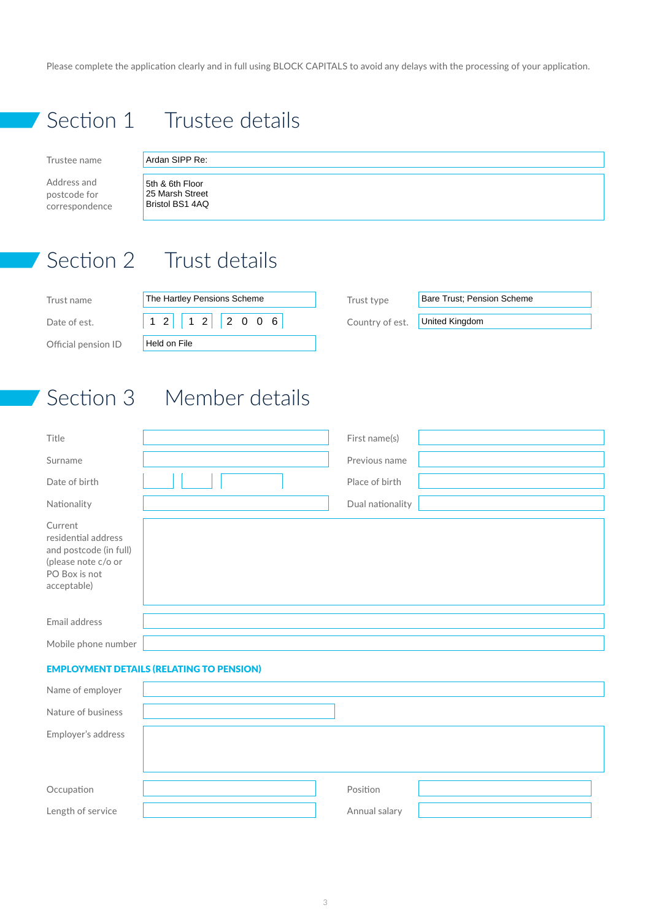Please complete the application clearly and in full using BLOCK CAPITALS to avoid any delays with the processing of your application.

## Section 1 Trustee details

| | |
|---|---|
| Trustee name | Ardan SIPP Re: |
| Address and postcode for correspondence | 5th & 6th Floor<br>25 Marsh Street<br>Bristol BS1 4AQ |

## Section 2 Trust details

| | | | |
|---|---|---|---|
| Trust name | The Hartley Pensions Scheme | Trust type | Bare Trust; Pension Scheme |
| Date of est. | 12 12 2006 | Country of est. | United Kingdom |
| Official pension ID | Held on File | | |

## Section 3 Member details

| | | | |
|---|---|---|---|
| Title | | First name(s) | |
| Surname | | Previous name | |
| Date of birth | | Place of birth | |
| Nationality | | Dual nationality | |

| | |
|---|---|
| Current residential address and postcode (in full) (please note c/o or PO Box is not acceptable) | |
| Email address | |
| Mobile phone number | |

### EMPLOYMENT DETAILS (RELATING TO PENSION)

| | |
|---|---|
| Name of employer | |
| Nature of business | |
| Employer's address | |

| | | | |
|---|---|---|---|
| Occupation | | Position | |
| Length of service | | Annual salary | |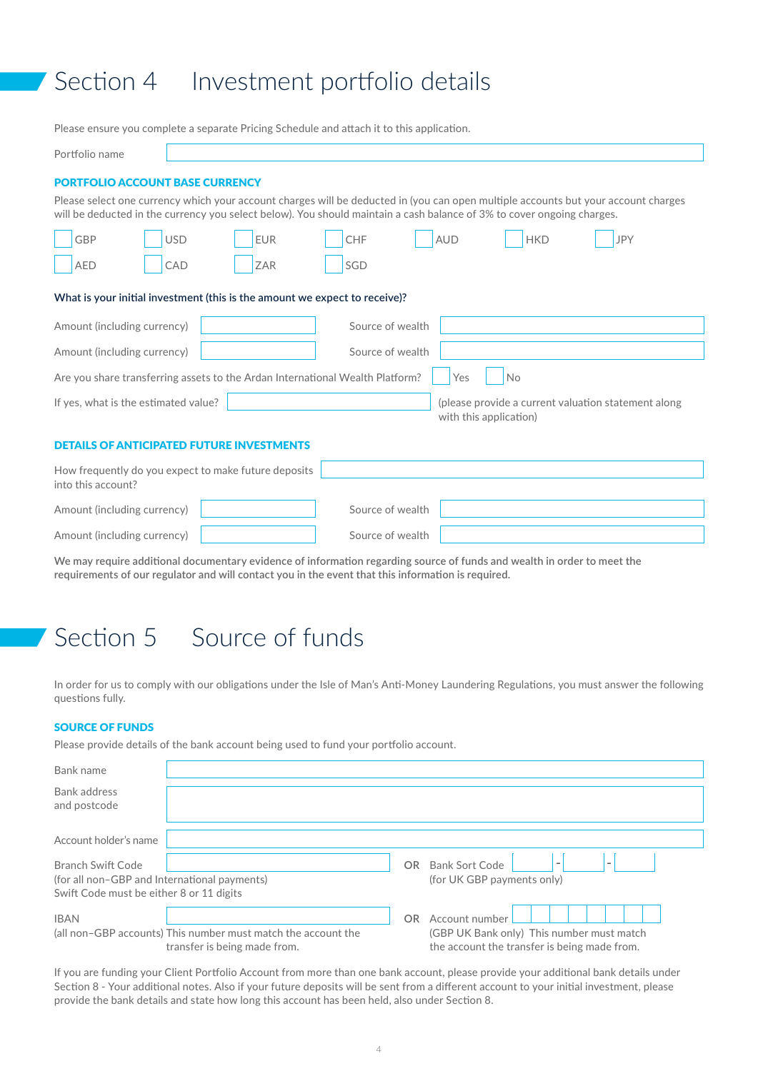# Section 4 Investment portfolio details

Please ensure you complete a separate Pricing Schedule and attach it to this application.

Portfolio name

### PORTFOLIO ACCOUNT BASE CURRENCY

Please select one currency which your account charges will be deducted in (you can open multiple accounts but your account charges will be deducted in the currency you select below). You should maintain a cash balance of 3% to cover ongoing charges.

☐ GBP ☐ USD ☐ EUR ☐ CHF ☐ AUD ☐ HKD ☐ JPY

☐ AED ☐ CAD ☐ ZAR ☐ SGD

**What is your initial investment (this is the amount we expect to receive)?**

| Amount (including currency) | | Source of wealth | |
|---|---|---|---|
| Amount (including currency) | | Source of wealth | |

Are you share transferring assets to the Ardan International Wealth Platform? ☐ Yes ☐ No

If yes, what is the estimated value? (please provide a current valuation statement along with this application)

### DETAILS OF ANTICIPATED FUTURE INVESTMENTS

How frequently do you expect to make future deposits into this account?

| Amount (including currency) | | Source of wealth | |
|---|---|---|---|
| Amount (including currency) | | Source of wealth | |

**We may require additional documentary evidence of information regarding source of funds and wealth in order to meet the requirements of our regulator and will contact you in the event that this information is required.**

# Section 5 Source of funds

In order for us to comply with our obligations under the Isle of Man's Anti-Money Laundering Regulations, you must answer the following questions fully.

### SOURCE OF FUNDS

Please provide details of the bank account being used to fund your portfolio account.

Bank name

Bank address and postcode

Account holder's name

Branch Swift Code (for all non–GBP and International payments) Swift Code must be either 8 or 11 digits

OR Bank Sort Code (for UK GBP payments only) ☐☐ - ☐☐ - ☐☐

IBAN (all non–GBP accounts) This number must match the account the transfer is being made from.

OR Account number (GBP UK Bank only) This number must match the account the transfer is being made from.

If you are funding your Client Portfolio Account from more than one bank account, please provide your additional bank details under Section 8 - Your additional notes. Also if your future deposits will be sent from a different account to your initial investment, please provide the bank details and state how long this account has been held, also under Section 8.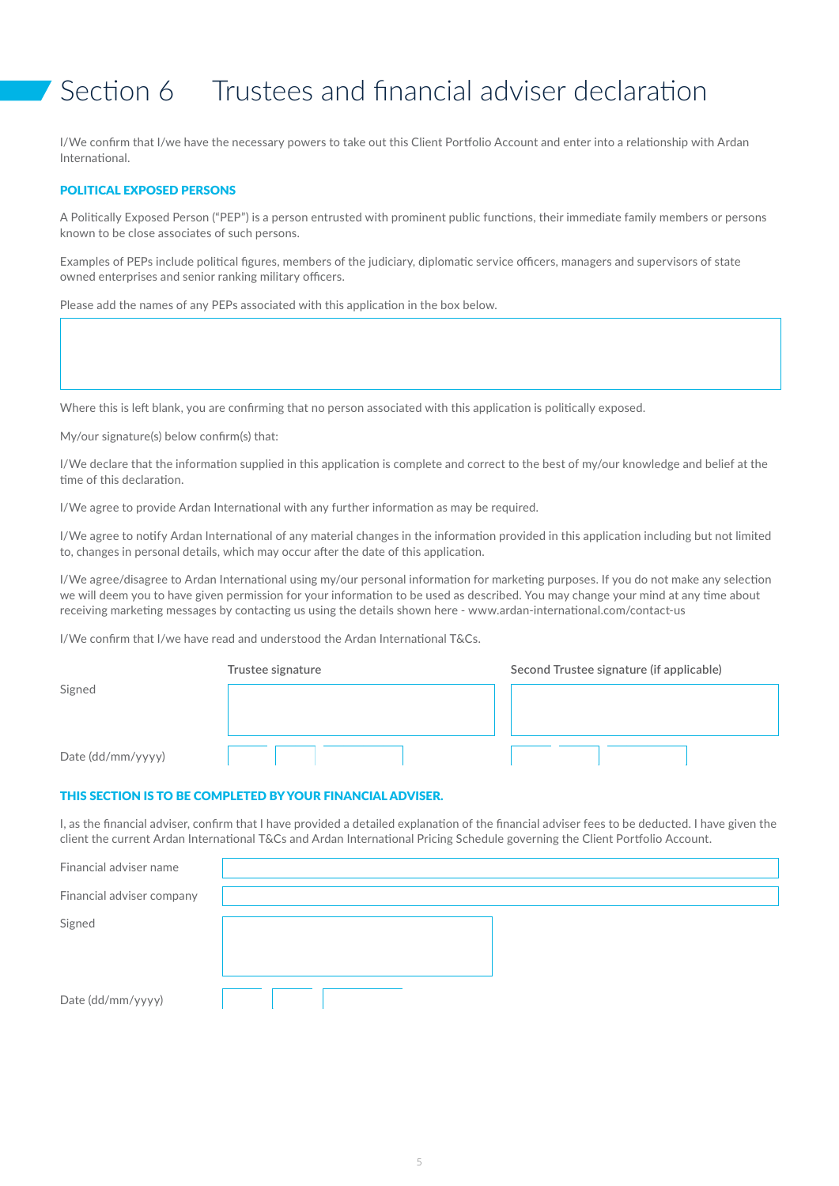# Section 6 Trustees and financial adviser declaration

I/We confirm that I/we have the necessary powers to take out this Client Portfolio Account and enter into a relationship with Ardan International.

**POLITICAL EXPOSED PERSONS**

A Politically Exposed Person ("PEP") is a person entrusted with prominent public functions, their immediate family members or persons known to be close associates of such persons.

Examples of PEPs include political figures, members of the judiciary, diplomatic service officers, managers and supervisors of state owned enterprises and senior ranking military officers.

Please add the names of any PEPs associated with this application in the box below.

| |
|---|
| |

Where this is left blank, you are confirming that no person associated with this application is politically exposed.

My/our signature(s) below confirm(s) that:

I/We declare that the information supplied in this application is complete and correct to the best of my/our knowledge and belief at the time of this declaration.

I/We agree to provide Ardan International with any further information as may be required.

I/We agree to notify Ardan International of any material changes in the information provided in this application including but not limited to, changes in personal details, which may occur after the date of this application.

I/We agree/disagree to Ardan International using my/our personal information for marketing purposes. If you do not make any selection we will deem you to have given permission for your information to be used as described. You may change your mind at any time about receiving marketing messages by contacting us using the details shown here - www.ardan-international.com/contact-us

I/We confirm that I/we have read and understood the Ardan International T&Cs.

| | Trustee signature | Second Trustee signature (if applicable) |
|---|---|---|
| Signed | | |
| Date (dd/mm/yyyy) | | |

**THIS SECTION IS TO BE COMPLETED BY YOUR FINANCIAL ADVISER.**

I, as the financial adviser, confirm that I have provided a detailed explanation of the financial adviser fees to be deducted. I have given the client the current Ardan International T&Cs and Ardan International Pricing Schedule governing the Client Portfolio Account.

| | |
|---|---|
| Financial adviser name | |
| Financial adviser company | |
| Signed | |
| Date (dd/mm/yyyy) | |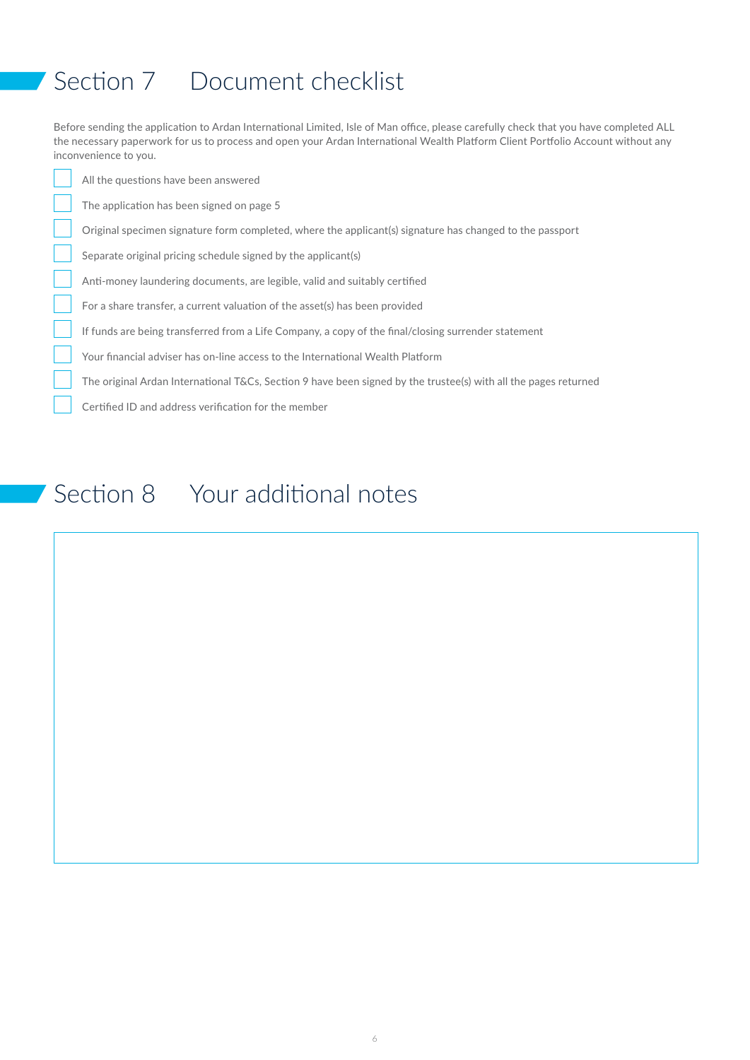## Section 7 Document checklist

Before sending the application to Ardan International Limited, Isle of Man office, please carefully check that you have completed ALL the necessary paperwork for us to process and open your Ardan International Wealth Platform Client Portfolio Account without any inconvenience to you.

- [ ] All the questions have been answered
- [ ] The application has been signed on page 5
- [ ] Original specimen signature form completed, where the applicant(s) signature has changed to the passport
- [ ] Separate original pricing schedule signed by the applicant(s)
- [ ] Anti-money laundering documents, are legible, valid and suitably certified
- [ ] For a share transfer, a current valuation of the asset(s) has been provided
- [ ] If funds are being transferred from a Life Company, a copy of the final/closing surrender statement
- [ ] Your financial adviser has on-line access to the International Wealth Platform
- [ ] The original Ardan International T&Cs, Section 9 have been signed by the trustee(s) with all the pages returned
- [ ] Certified ID and address verification for the member

## Section 8 Your additional notes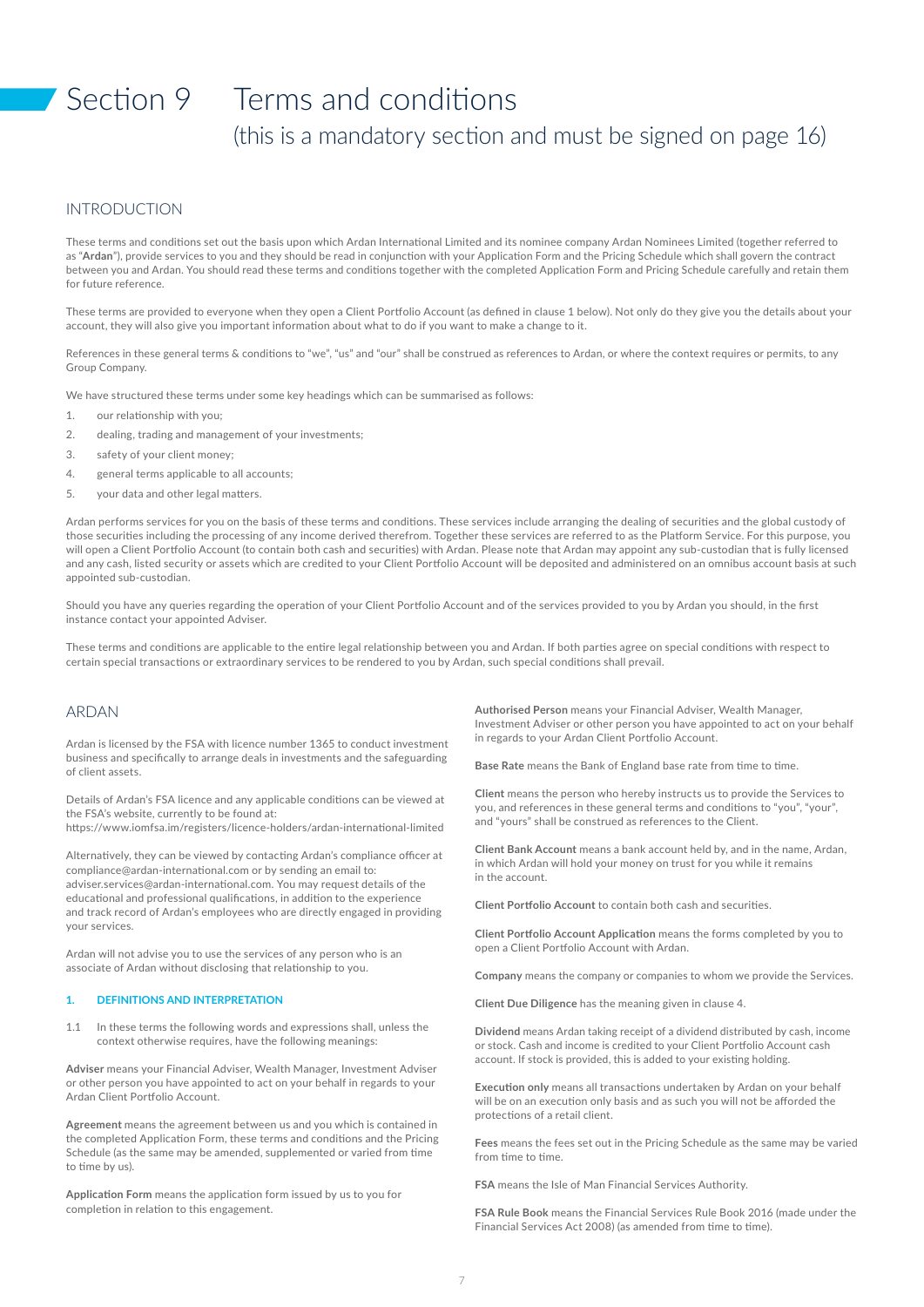# Section 9 Terms and conditions

(this is a mandatory section and must be signed on page 16)

## INTRODUCTION

These terms and conditions set out the basis upon which Ardan International Limited and its nominee company Ardan Nominees Limited (together referred to as "**Ardan**"), provide services to you and they should be read in conjunction with your Application Form and the Pricing Schedule which shall govern the contract between you and Ardan. You should read these terms and conditions together with the completed Application Form and Pricing Schedule carefully and retain them for future reference.

These terms are provided to everyone when they open a Client Portfolio Account (as defined in clause 1 below). Not only do they give you the details about your account, they will also give you important information about what to do if you want to make a change to it.

References in these general terms & conditions to "we", "us" and "our" shall be construed as references to Ardan, or where the context requires or permits, to any Group Company.

We have structured these terms under some key headings which can be summarised as follows:

1. our relationship with you;
2. dealing, trading and management of your investments;
3. safety of your client money;
4. general terms applicable to all accounts;
5. your data and other legal matters.

Ardan performs services for you on the basis of these terms and conditions. These services include arranging the dealing of securities and the global custody of those securities including the processing of any income derived therefrom. Together these services are referred to as the Platform Service. For this purpose, you will open a Client Portfolio Account (to contain both cash and securities) with Ardan. Please note that Ardan may appoint any sub-custodian that is fully licensed and any cash, listed security or assets which are credited to your Client Portfolio Account will be deposited and administered on an omnibus account basis at such appointed sub-custodian.

Should you have any queries regarding the operation of your Client Portfolio Account and of the services provided to you by Ardan you should, in the first instance contact your appointed Adviser.

These terms and conditions are applicable to the entire legal relationship between you and Ardan. If both parties agree on special conditions with respect to certain special transactions or extraordinary services to be rendered to you by Ardan, such special conditions shall prevail.

## ARDAN

Ardan is licensed by the FSA with licence number 1365 to conduct investment business and specifically to arrange deals in investments and the safeguarding of client assets.

Details of Ardan's FSA licence and any applicable conditions can be viewed at the FSA's website, currently to be found at: https://www.iomfsa.im/registers/licence-holders/ardan-international-limited

Alternatively, they can be viewed by contacting Ardan's compliance officer at compliance@ardan-international.com or by sending an email to: adviser.services@ardan-international.com. You may request details of the educational and professional qualifications, in addition to the experience and track record of Ardan's employees who are directly engaged in providing your services.

Ardan will not advise you to use the services of any person who is an associate of Ardan without disclosing that relationship to you.

### 1. DEFINITIONS AND INTERPRETATION

1.1 In these terms the following words and expressions shall, unless the context otherwise requires, have the following meanings:

**Adviser** means your Financial Adviser, Wealth Manager, Investment Adviser or other person you have appointed to act on your behalf in regards to your Ardan Client Portfolio Account.

**Agreement** means the agreement between us and you which is contained in the completed Application Form, these terms and conditions and the Pricing Schedule (as the same may be amended, supplemented or varied from time to time by us).

**Application Form** means the application form issued by us to you for completion in relation to this engagement.

**Authorised Person** means your Financial Adviser, Wealth Manager, Investment Adviser or other person you have appointed to act on your behalf in regards to your Ardan Client Portfolio Account.

**Base Rate** means the Bank of England base rate from time to time.

**Client** means the person who hereby instructs us to provide the Services to you, and references in these general terms and conditions to "you", "your", and "yours" shall be construed as references to the Client.

**Client Bank Account** means a bank account held by, and in the name, Ardan, in which Ardan will hold your money on trust for you while it remains in the account.

**Client Portfolio Account** to contain both cash and securities.

**Client Portfolio Account Application** means the forms completed by you to open a Client Portfolio Account with Ardan.

**Company** means the company or companies to whom we provide the Services.

**Client Due Diligence** has the meaning given in clause 4.

**Dividend** means Ardan taking receipt of a dividend distributed by cash, income or stock. Cash and income is credited to your Client Portfolio Account cash account. If stock is provided, this is added to your existing holding.

**Execution only** means all transactions undertaken by Ardan on your behalf will be on an execution only basis and as such you will not be afforded the protections of a retail client.

**Fees** means the fees set out in the Pricing Schedule as the same may be varied from time to time.

**FSA** means the Isle of Man Financial Services Authority.

**FSA Rule Book** means the Financial Services Rule Book 2016 (made under the Financial Services Act 2008) (as amended from time to time).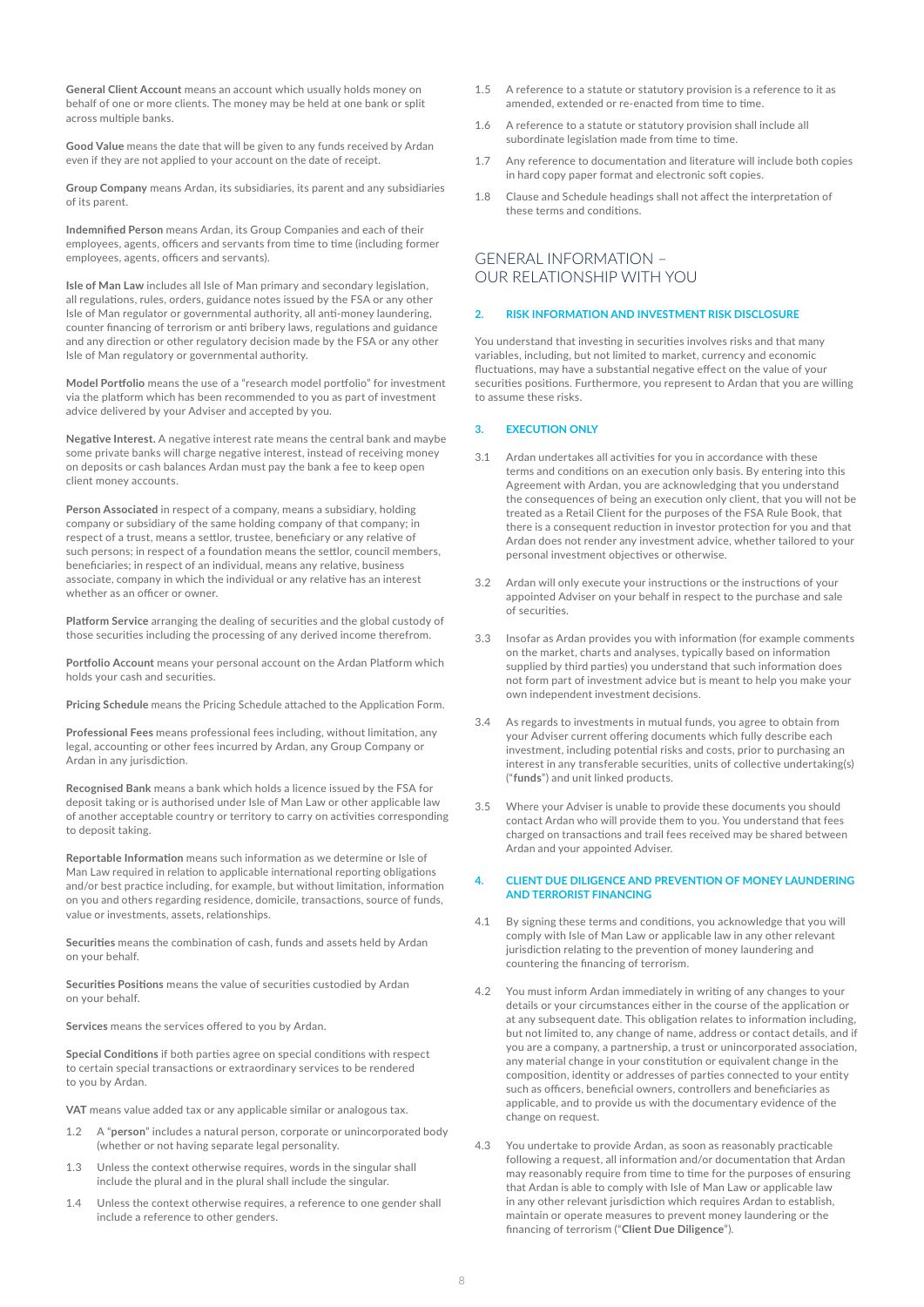**General Client Account** means an account which usually holds money on behalf of one or more clients. The money may be held at one bank or split across multiple banks.

**Good Value** means the date that will be given to any funds received by Ardan even if they are not applied to your account on the date of receipt.

**Group Company** means Ardan, its subsidiaries, its parent and any subsidiaries of its parent.

**Indemnified Person** means Ardan, its Group Companies and each of their employees, agents, officers and servants from time to time (including former employees, agents, officers and servants).

**Isle of Man Law** includes all Isle of Man primary and secondary legislation, all regulations, rules, orders, guidance notes issued by the FSA or any other Isle of Man regulator or governmental authority, all anti-money laundering, counter financing of terrorism or anti bribery laws, regulations and guidance and any direction or other regulatory decision made by the FSA or any other Isle of Man regulatory or governmental authority.

**Model Portfolio** means the use of a "research model portfolio" for investment via the platform which has been recommended to you as part of investment advice delivered by your Adviser and accepted by you.

**Negative Interest.** A negative interest rate means the central bank and maybe some private banks will charge negative interest, instead of receiving money on deposits or cash balances Ardan must pay the bank a fee to keep open client money accounts.

**Person Associated** in respect of a company, means a subsidiary, holding company or subsidiary of the same holding company of that company; in respect of a trust, means a settlor, trustee, beneficiary or any relative of such persons; in respect of a foundation means the settlor, council members, beneficiaries; in respect of an individual, means any relative, business associate, company in which the individual or any relative has an interest whether as an officer or owner.

**Platform Service** arranging the dealing of securities and the global custody of those securities including the processing of any derived income therefrom.

**Portfolio Account** means your personal account on the Ardan Platform which holds your cash and securities.

**Pricing Schedule** means the Pricing Schedule attached to the Application Form.

**Professional Fees** means professional fees including, without limitation, any legal, accounting or other fees incurred by Ardan, any Group Company or Ardan in any jurisdiction.

**Recognised Bank** means a bank which holds a licence issued by the FSA for deposit taking or is authorised under Isle of Man Law or other applicable law of another acceptable country or territory to carry on activities corresponding to deposit taking.

**Reportable Information** means such information as we determine or Isle of Man Law required in relation to applicable international reporting obligations and/or best practice including, for example, but without limitation, information on you and others regarding residence, domicile, transactions, source of funds, value or investments, assets, relationships.

**Securities** means the combination of cash, funds and assets held by Ardan on your behalf.

**Securities Positions** means the value of securities custodied by Ardan on your behalf.

**Services** means the services offered to you by Ardan.

**Special Conditions** if both parties agree on special conditions with respect to certain special transactions or extraordinary services to be rendered to you by Ardan.

**VAT** means value added tax or any applicable similar or analogous tax.

1.2 A "**person**" includes a natural person, corporate or unincorporated body (whether or not having separate legal personality.

1.3 Unless the context otherwise requires, words in the singular shall include the plural and in the plural shall include the singular.

1.4 Unless the context otherwise requires, a reference to one gender shall include a reference to other genders.

1.5 A reference to a statute or statutory provision is a reference to it as amended, extended or re-enacted from time to time.

1.6 A reference to a statute or statutory provision shall include all subordinate legislation made from time to time.

1.7 Any reference to documentation and literature will include both copies in hard copy paper format and electronic soft copies.

1.8 Clause and Schedule headings shall not affect the interpretation of these terms and conditions.

# GENERAL INFORMATION – OUR RELATIONSHIP WITH YOU

## 2. RISK INFORMATION AND INVESTMENT RISK DISCLOSURE

You understand that investing in securities involves risks and that many variables, including, but not limited to market, currency and economic fluctuations, may have a substantial negative effect on the value of your securities positions. Furthermore, you represent to Ardan that you are willing to assume these risks.

## 3. EXECUTION ONLY

3.1 Ardan undertakes all activities for you in accordance with these terms and conditions on an execution only basis. By entering into this Agreement with Ardan, you are acknowledging that you understand the consequences of being an execution only client, that you will not be treated as a Retail Client for the purposes of the FSA Rule Book, that there is a consequent reduction in investor protection for you and that Ardan does not render any investment advice, whether tailored to your personal investment objectives or otherwise.

3.2 Ardan will only execute your instructions or the instructions of your appointed Adviser on your behalf in respect to the purchase and sale of securities.

3.3 Insofar as Ardan provides you with information (for example comments on the market, charts and analyses, typically based on information supplied by third parties) you understand that such information does not form part of investment advice but is meant to help you make your own independent investment decisions.

3.4 As regards to investments in mutual funds, you agree to obtain from your Adviser current offering documents which fully describe each investment, including potential risks and costs, prior to purchasing an interest in any transferable securities, units of collective undertaking(s) ("**funds**") and unit linked products.

3.5 Where your Adviser is unable to provide these documents you should contact Ardan who will provide them to you. You understand that fees charged on transactions and trail fees received may be shared between Ardan and your appointed Adviser.

## 4. CLIENT DUE DILIGENCE AND PREVENTION OF MONEY LAUNDERING AND TERRORIST FINANCING

4.1 By signing these terms and conditions, you acknowledge that you will comply with Isle of Man Law or applicable law in any other relevant jurisdiction relating to the prevention of money laundering and countering the financing of terrorism.

4.2 You must inform Ardan immediately in writing of any changes to your details or your circumstances either in the course of the application or at any subsequent date. This obligation relates to information including, but not limited to, any change of name, address or contact details, and if you are a company, a partnership, a trust or unincorporated association, any material change in your constitution or equivalent change in the composition, identity or addresses of parties connected to your entity such as officers, beneficial owners, controllers and beneficiaries as applicable, and to provide us with the documentary evidence of the change on request.

4.3 You undertake to provide Ardan, as soon as reasonably practicable following a request, all information and/or documentation that Ardan may reasonably require from time to time for the purposes of ensuring that Ardan is able to comply with Isle of Man Law or applicable law in any other relevant jurisdiction which requires Ardan to establish, maintain or operate measures to prevent money laundering or the financing of terrorism ("**Client Due Diligence**").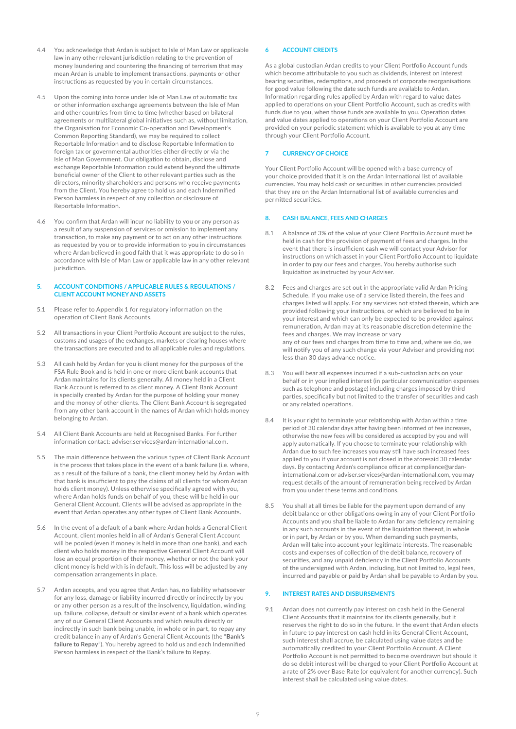4.4 You acknowledge that Ardan is subject to Isle of Man Law or applicable law in any other relevant jurisdiction relating to the prevention of money laundering and countering the financing of terrorism that may mean Ardan is unable to implement transactions, payments or other instructions as requested by you in certain circumstances.

4.5 Upon the coming into force under Isle of Man Law of automatic tax or other information exchange agreements between the Isle of Man and other countries from time to time (whether based on bilateral agreements or multilateral global initiatives such as, without limitation, the Organisation for Economic Co-operation and Development's Common Reporting Standard), we may be required to collect Reportable Information and to disclose Reportable Information to foreign tax or governmental authorities either directly or via the Isle of Man Government. Our obligation to obtain, disclose and exchange Reportable Information could extend beyond the ultimate beneficial owner of the Client to other relevant parties such as the directors, minority shareholders and persons who receive payments from the Client. You hereby agree to hold us and each Indemnified Person harmless in respect of any collection or disclosure of Reportable Information.

4.6 You confirm that Ardan will incur no liability to you or any person as a result of any suspension of services or omission to implement any transaction, to make any payment or to act on any other instructions as requested by you or to provide information to you in circumstances where Ardan believed in good faith that it was appropriate to do so in accordance with Isle of Man Law or applicable law in any other relevant jurisdiction.

## 5. ACCOUNT CONDITIONS / APPLICABLE RULES & REGULATIONS / CLIENT ACCOUNT MONEY AND ASSETS

5.1 Please refer to Appendix 1 for regulatory information on the operation of Client Bank Accounts.

5.2 All transactions in your Client Portfolio Account are subject to the rules, customs and usages of the exchanges, markets or clearing houses where the transactions are executed and to all applicable rules and regulations.

5.3 All cash held by Ardan for you is client money for the purposes of the FSA Rule Book and is held in one or more client bank accounts that Ardan maintains for its clients generally. All money held in a Client Bank Account is referred to as client money. A Client Bank Account is specially created by Ardan for the purpose of holding your money and the money of other clients. The Client Bank Account is segregated from any other bank account in the names of Ardan which holds money belonging to Ardan.

5.4 All Client Bank Accounts are held at Recognised Banks. For further information contact: adviser.services@ardan-international.com.

5.5 The main difference between the various types of Client Bank Account is the process that takes place in the event of a bank failure (i.e. where, as a result of the failure of a bank, the client money held by Ardan with that bank is insufficient to pay the claims of all clients for whom Ardan holds client money). Unless otherwise specifically agreed with you, where Ardan holds funds on behalf of you, these will be held in our General Client Account. Clients will be advised as appropriate in the event that Ardan operates any other types of Client Bank Accounts.

5.6 In the event of a default of a bank where Ardan holds a General Client Account, client monies held in all of Ardan's General Client Account will be pooled (even if money is held in more than one bank), and each client who holds money in the respective General Client Account will lose an equal proportion of their money, whether or not the bank your client money is held with is in default. This loss will be adjusted by any compensation arrangements in place.

5.7 Ardan accepts, and you agree that Ardan has, no liability whatsoever for any loss, damage or liability incurred directly or indirectly by you or any other person as a result of the insolvency, liquidation, winding up, failure, collapse, default or similar event of a bank which operates any of our General Client Accounts and which results directly or indirectly in such bank being unable, in whole or in part, to repay any credit balance in any of Ardan's General Client Accounts (the "**Bank's failure to Repay**"). You hereby agreed to hold us and each Indemnified Person harmless in respect of the Bank's failure to Repay.

## 6 ACCOUNT CREDITS

As a global custodian Ardan credits to your Client Portfolio Account funds which become attributable to you such as dividends, interest on interest bearing securities, redemptions, and proceeds of corporate reorganisations for good value following the date such funds are available to Ardan. Information regarding rules applied by Ardan with regard to value dates applied to operations on your Client Portfolio Account, such as credits with funds due to you, when those funds are available to you. Operation dates and value dates applied to operations on your Client Portfolio Account are provided on your periodic statement which is available to you at any time through your Client Portfolio Account.

## 7 CURRENCY OF CHOICE

Your Client Portfolio Account will be opened with a base currency of your choice provided that it is on the Ardan International list of available currencies. You may hold cash or securities in other currencies provided that they are on the Ardan International list of available currencies and permitted securities.

## 8. CASH BALANCE, FEES AND CHARGES

8.1 A balance of 3% of the value of your Client Portfolio Account must be held in cash for the provision of payment of fees and charges. In the event that there is insufficient cash we will contact your Advisor for instructions on which asset in your Client Portfolio Account to liquidate in order to pay our fees and charges. You hereby authorise such liquidation as instructed by your Adviser.

8.2 Fees and charges are set out in the appropriate valid Ardan Pricing Schedule. If you make use of a service listed therein, the fees and charges listed will apply. For any services not stated therein, which are provided following your instructions, or which are believed to be in your interest and which can only be expected to be provided against remuneration, Ardan may at its reasonable discretion determine the fees and charges. We may increase or vary any of our fees and charges from time to time and, where we do, we will notify you of any such change via your Adviser and providing not less than 30 days advance notice.

8.3 You will bear all expenses incurred if a sub-custodian acts on your behalf or in your implied interest (in particular communication expenses such as telephone and postage) including charges imposed by third parties, specifically but not limited to the transfer of securities and cash or any related operations.

8.4 It is your right to terminate your relationship with Ardan within a time period of 30 calendar days after having been informed of fee increases, otherwise the new fees will be considered as accepted by you and will apply automatically. If you choose to terminate your relationship with Ardan due to such fee increases you may still have such increased fees applied to you if your account is not closed in the aforesaid 30 calendar days. By contacting Ardan's compliance officer at compliance@ardan-international.com or adviser.services@ardan-international.com, you may request details of the amount of remuneration being received by Ardan from you under these terms and conditions.

8.5 You shall at all times be liable for the payment upon demand of any debit balance or other obligations owing in any of your Client Portfolio Accounts and you shall be liable to Ardan for any deficiency remaining in any such accounts in the event of the liquidation thereof, in whole or in part, by Ardan or by you. When demanding such payments, Ardan will take into account your legitimate interests. The reasonable costs and expenses of collection of the debit balance, recovery of securities, and any unpaid deficiency in the Client Portfolio Accounts of the undersigned with Ardan, including, but not limited to, legal fees, incurred and payable or paid by Ardan shall be payable to Ardan by you.

## 9. INTEREST RATES AND DISBURSEMENTS

9.1 Ardan does not currently pay interest on cash held in the General Client Accounts that it maintains for its clients generally, but it reserves the right to do so in the future. In the event that Ardan elects in future to pay interest on cash held in its General Client Account, such interest shall accrue, be calculated using value dates and be automatically credited to your Client Portfolio Account. A Client Portfolio Account is not permitted to become overdrawn but should it do so debit interest will be charged to your Client Portfolio Account at a rate of 2% over Base Rate (or equivalent for another currency). Such interest shall be calculated using value dates.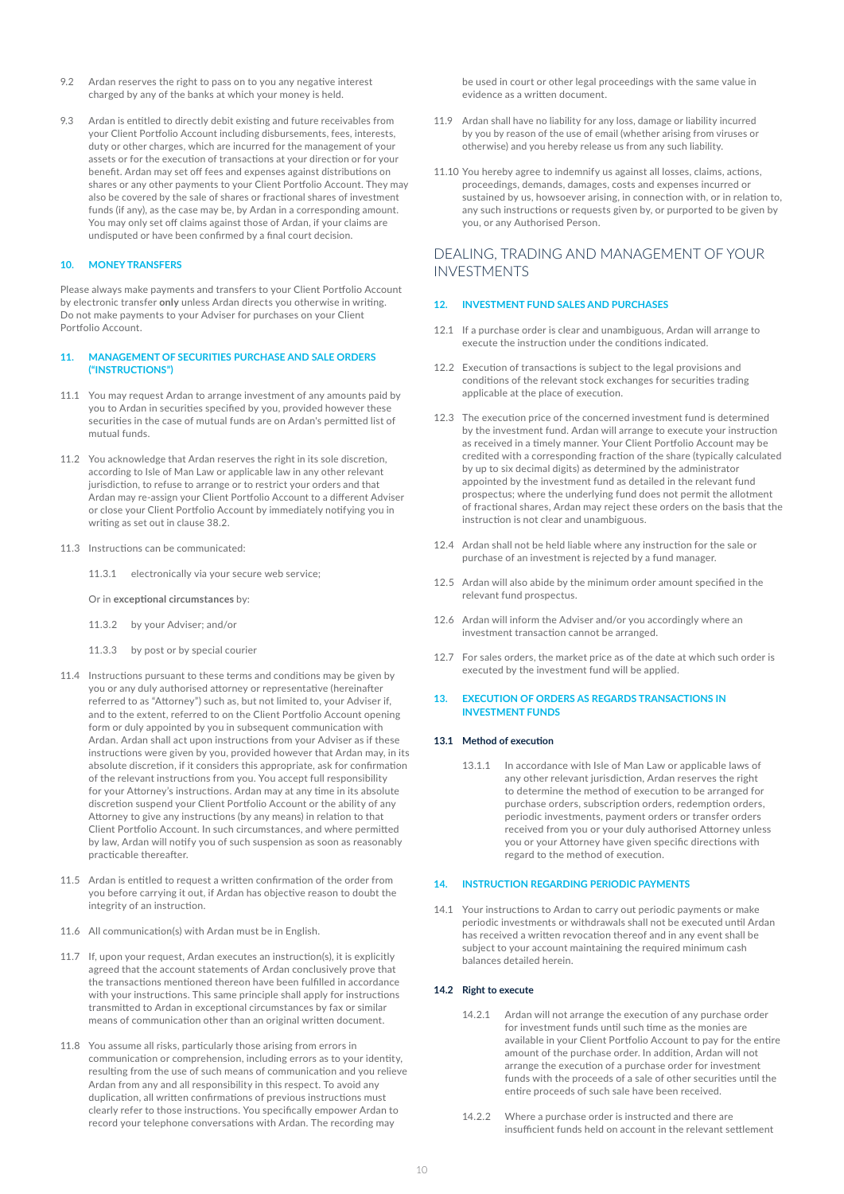9.2 Ardan reserves the right to pass on to you any negative interest charged by any of the banks at which your money is held.

9.3 Ardan is entitled to directly debit existing and future receivables from your Client Portfolio Account including disbursements, fees, interests, duty or other charges, which are incurred for the management of your assets or for the execution of transactions at your direction or for your benefit. Ardan may set off fees and expenses against distributions on shares or any other payments to your Client Portfolio Account. They may also be covered by the sale of shares or fractional shares of investment funds (if any), as the case may be, by Ardan in a corresponding amount. You may only set off claims against those of Ardan, if your claims are undisputed or have been confirmed by a final court decision.

#### 10. MONEY TRANSFERS

Please always make payments and transfers to your Client Portfolio Account by electronic transfer **only** unless Ardan directs you otherwise in writing. Do not make payments to your Adviser for purchases on your Client Portfolio Account.

#### 11. MANAGEMENT OF SECURITIES PURCHASE AND SALE ORDERS ("INSTRUCTIONS")

11.1 You may request Ardan to arrange investment of any amounts paid by you to Ardan in securities specified by you, provided however these securities in the case of mutual funds are on Ardan's permitted list of mutual funds.

11.2 You acknowledge that Ardan reserves the right in its sole discretion, according to Isle of Man Law or applicable law in any other relevant jurisdiction, to refuse to arrange or to restrict your orders and that Ardan may re-assign your Client Portfolio Account to a different Adviser or close your Client Portfolio Account by immediately notifying you in writing as set out in clause 38.2.

11.3 Instructions can be communicated:

11.3.1 electronically via your secure web service;

Or in **exceptional circumstances** by:

11.3.2 by your Adviser; and/or

11.3.3 by post or by special courier

11.4 Instructions pursuant to these terms and conditions may be given by you or any duly authorised attorney or representative (hereinafter referred to as "Attorney") such as, but not limited to, your Adviser if, and to the extent, referred to on the Client Portfolio Account opening form or duly appointed by you in subsequent communication with Ardan. Ardan shall act upon instructions from your Adviser as if these instructions were given by you, provided however that Ardan may, in its absolute discretion, if it considers this appropriate, ask for confirmation of the relevant instructions from you. You accept full responsibility for your Attorney's instructions. Ardan may at any time in its absolute discretion suspend your Client Portfolio Account or the ability of any Attorney to give any instructions (by any means) in relation to that Client Portfolio Account. In such circumstances, and where permitted by law, Ardan will notify you of such suspension as soon as reasonably practicable thereafter.

11.5 Ardan is entitled to request a written confirmation of the order from you before carrying it out, if Ardan has objective reason to doubt the integrity of an instruction.

11.6 All communication(s) with Ardan must be in English.

11.7 If, upon your request, Ardan executes an instruction(s), it is explicitly agreed that the account statements of Ardan conclusively prove that the transactions mentioned thereon have been fulfilled in accordance with your instructions. This same principle shall apply for instructions transmitted to Ardan in exceptional circumstances by fax or similar means of communication other than an original written document.

11.8 You assume all risks, particularly those arising from errors in communication or comprehension, including errors as to your identity, resulting from the use of such means of communication and you relieve Ardan from any and all responsibility in this respect. To avoid any duplication, all written confirmations of previous instructions must clearly refer to those instructions. You specifically empower Ardan to record your telephone conversations with Ardan. The recording may be used in court or other legal proceedings with the same value in evidence as a written document.

11.9 Ardan shall have no liability for any loss, damage or liability incurred by you by reason of the use of email (whether arising from viruses or otherwise) and you hereby release us from any such liability.

11.10 You hereby agree to indemnify us against all losses, claims, actions, proceedings, demands, damages, costs and expenses incurred or sustained by us, howsoever arising, in connection with, or in relation to, any such instructions or requests given by, or purported to be given by you, or any Authorised Person.

## DEALING, TRADING AND MANAGEMENT OF YOUR INVESTMENTS

#### 12. INVESTMENT FUND SALES AND PURCHASES

12.1 If a purchase order is clear and unambiguous, Ardan will arrange to execute the instruction under the conditions indicated.

12.2 Execution of transactions is subject to the legal provisions and conditions of the relevant stock exchanges for securities trading applicable at the place of execution.

12.3 The execution price of the concerned investment fund is determined by the investment fund. Ardan will arrange to execute your instruction as received in a timely manner. Your Client Portfolio Account may be credited with a corresponding fraction of the share (typically calculated by up to six decimal digits) as determined by the administrator appointed by the investment fund as detailed in the relevant fund prospectus; where the underlying fund does not permit the allotment of fractional shares, Ardan may reject these orders on the basis that the instruction is not clear and unambiguous.

12.4 Ardan shall not be held liable where any instruction for the sale or purchase of an investment is rejected by a fund manager.

12.5 Ardan will also abide by the minimum order amount specified in the relevant fund prospectus.

12.6 Ardan will inform the Adviser and/or you accordingly where an investment transaction cannot be arranged.

12.7 For sales orders, the market price as of the date at which such order is executed by the investment fund will be applied.

#### 13. EXECUTION OF ORDERS AS REGARDS TRANSACTIONS IN INVESTMENT FUNDS

**13.1 Method of execution**

13.1.1 In accordance with Isle of Man Law or applicable laws of any other relevant jurisdiction, Ardan reserves the right to determine the method of execution to be arranged for purchase orders, subscription orders, redemption orders, periodic investments, payment orders or transfer orders received from you or your duly authorised Attorney unless you or your Attorney have given specific directions with regard to the method of execution.

#### 14. INSTRUCTION REGARDING PERIODIC PAYMENTS

14.1 Your instructions to Ardan to carry out periodic payments or make periodic investments or withdrawals shall not be executed until Ardan has received a written revocation thereof and in any event shall be subject to your account maintaining the required minimum cash balances detailed herein.

**14.2 Right to execute**

14.2.1 Ardan will not arrange the execution of any purchase order for investment funds until such time as the monies are available in your Client Portfolio Account to pay for the entire amount of the purchase order. In addition, Ardan will not arrange the execution of a purchase order for investment funds with the proceeds of a sale of other securities until the entire proceeds of such sale have been received.

14.2.2 Where a purchase order is instructed and there are insufficient funds held on account in the relevant settlement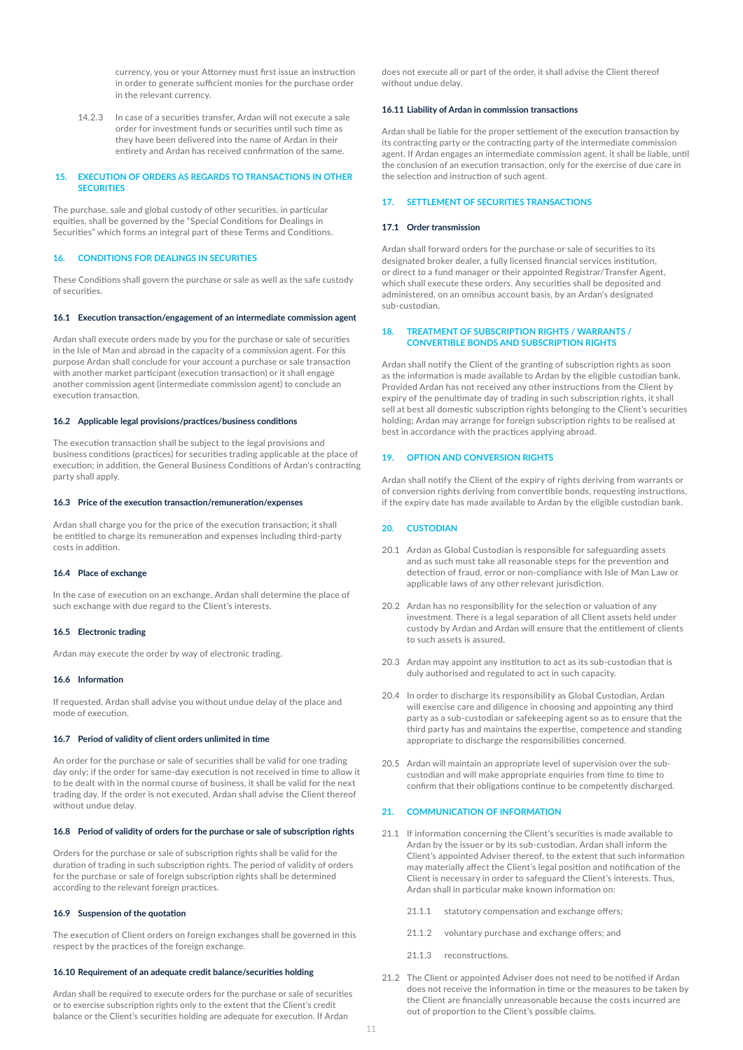currency, you or your Attorney must first issue an instruction in order to generate sufficient monies for the purchase order in the relevant currency.

14.2.3 In case of a securities transfer, Ardan will not execute a sale order for investment funds or securities until such time as they have been delivered into the name of Ardan in their entirety and Ardan has received confirmation of the same.

## 15. EXECUTION OF ORDERS AS REGARDS TO TRANSACTIONS IN OTHER SECURITIES

The purchase, sale and global custody of other securities, in particular equities, shall be governed by the "Special Conditions for Dealings in Securities" which forms an integral part of these Terms and Conditions.

## 16. CONDITIONS FOR DEALINGS IN SECURITIES

These Conditions shall govern the purchase or sale as well as the safe custody of securities.

### 16.1 Execution transaction/engagement of an intermediate commission agent

Ardan shall execute orders made by you for the purchase or sale of securities in the Isle of Man and abroad in the capacity of a commission agent. For this purpose Ardan shall conclude for your account a purchase or sale transaction with another market participant (execution transaction) or it shall engage another commission agent (intermediate commission agent) to conclude an execution transaction.

### 16.2 Applicable legal provisions/practices/business conditions

The execution transaction shall be subject to the legal provisions and business conditions (practices) for securities trading applicable at the place of execution; in addition, the General Business Conditions of Ardan's contracting party shall apply.

### 16.3 Price of the execution transaction/remuneration/expenses

Ardan shall charge you for the price of the execution transaction; it shall be entitled to charge its remuneration and expenses including third-party costs in addition.

### 16.4 Place of exchange

In the case of execution on an exchange, Ardan shall determine the place of such exchange with due regard to the Client's interests.

### 16.5 Electronic trading

Ardan may execute the order by way of electronic trading.

### 16.6 Information

If requested, Ardan shall advise you without undue delay of the place and mode of execution.

### 16.7 Period of validity of client orders unlimited in time

An order for the purchase or sale of securities shall be valid for one trading day only; if the order for same-day execution is not received in time to allow it to be dealt with in the normal course of business, it shall be valid for the next trading day. If the order is not executed, Ardan shall advise the Client thereof without undue delay.

### 16.8 Period of validity of orders for the purchase or sale of subscription rights

Orders for the purchase or sale of subscription rights shall be valid for the duration of trading in such subscription rights. The period of validity of orders for the purchase or sale of foreign subscription rights shall be determined according to the relevant foreign practices.

### 16.9 Suspension of the quotation

The execution of Client orders on foreign exchanges shall be governed in this respect by the practices of the foreign exchange.

### 16.10 Requirement of an adequate credit balance/securities holding

Ardan shall be required to execute orders for the purchase or sale of securities or to exercise subscription rights only to the extent that the Client's credit balance or the Client's securities holding are adequate for execution. If Ardan does not execute all or part of the order, it shall advise the Client thereof without undue delay.

### 16.11 Liability of Ardan in commission transactions

Ardan shall be liable for the proper settlement of the execution transaction by its contracting party or the contracting party of the intermediate commission agent. If Ardan engages an intermediate commission agent, it shall be liable, until the conclusion of an execution transaction, only for the exercise of due care in the selection and instruction of such agent.

## 17. SETTLEMENT OF SECURITIES TRANSACTIONS

### 17.1 Order transmission

Ardan shall forward orders for the purchase or sale of securities to its designated broker dealer, a fully licensed financial services institution, or direct to a fund manager or their appointed Registrar/Transfer Agent, which shall execute these orders. Any securities shall be deposited and administered, on an omnibus account basis, by an Ardan's designated sub-custodian.

## 18. TREATMENT OF SUBSCRIPTION RIGHTS / WARRANTS / CONVERTIBLE BONDS AND SUBSCRIPTION RIGHTS

Ardan shall notify the Client of the granting of subscription rights as soon as the information is made available to Ardan by the eligible custodian bank. Provided Ardan has not received any other instructions from the Client by expiry of the penultimate day of trading in such subscription rights, it shall sell at best all domestic subscription rights belonging to the Client's securities holding; Ardan may arrange for foreign subscription rights to be realised at best in accordance with the practices applying abroad.

## 19. OPTION AND CONVERSION RIGHTS

Ardan shall notify the Client of the expiry of rights deriving from warrants or of conversion rights deriving from convertible bonds, requesting instructions, if the expiry date has made available to Ardan by the eligible custodian bank.

## 20. CUSTODIAN

20.1 Ardan as Global Custodian is responsible for safeguarding assets and as such must take all reasonable steps for the prevention and detection of fraud, error or non-compliance with Isle of Man Law or applicable laws of any other relevant jurisdiction.

20.2 Ardan has no responsibility for the selection or valuation of any investment. There is a legal separation of all Client assets held under custody by Ardan and Ardan will ensure that the entitlement of clients to such assets is assured.

20.3 Ardan may appoint any institution to act as its sub-custodian that is duly authorised and regulated to act in such capacity.

20.4 In order to discharge its responsibility as Global Custodian, Ardan will exercise care and diligence in choosing and appointing any third party as a sub-custodian or safekeeping agent so as to ensure that the third party has and maintains the expertise, competence and standing appropriate to discharge the responsibilities concerned.

20.5 Ardan will maintain an appropriate level of supervision over the sub-custodian and will make appropriate enquiries from time to time to confirm that their obligations continue to be competently discharged.

## 21. COMMUNICATION OF INFORMATION

21.1 If information concerning the Client's securities is made available to Ardan by the issuer or by its sub-custodian, Ardan shall inform the Client's appointed Adviser thereof, to the extent that such information may materially affect the Client's legal position and notification of the Client is necessary in order to safeguard the Client's interests. Thus, Ardan shall in particular make known information on:

21.1.1 statutory compensation and exchange offers;

21.1.2 voluntary purchase and exchange offers; and

21.1.3 reconstructions.

21.2 The Client or appointed Adviser does not need to be notified if Ardan does not receive the information in time or the measures to be taken by the Client are financially unreasonable because the costs incurred are out of proportion to the Client's possible claims.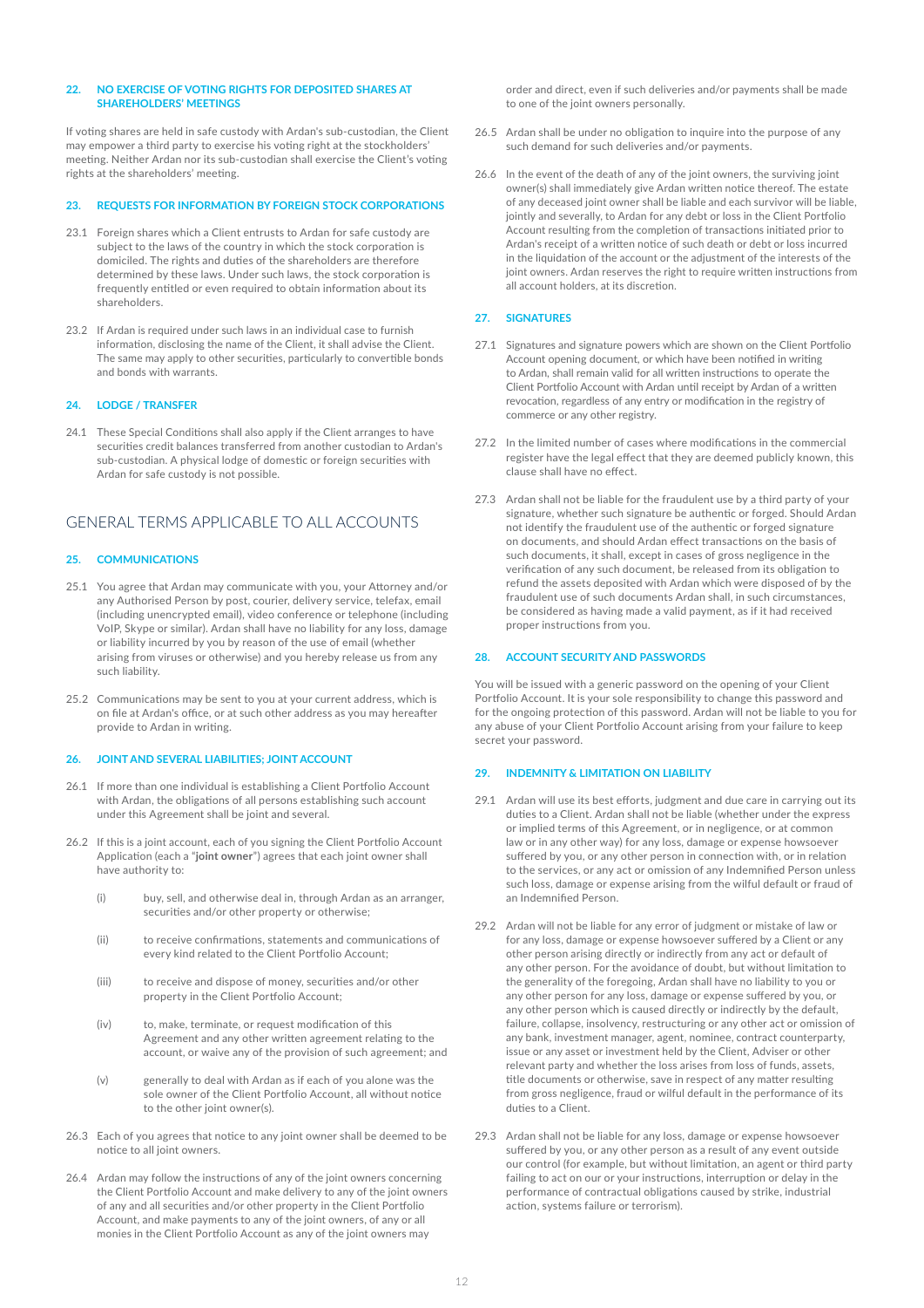### 22. NO EXERCISE OF VOTING RIGHTS FOR DEPOSITED SHARES AT SHAREHOLDERS' MEETINGS

If voting shares are held in safe custody with Ardan's sub-custodian, the Client may empower a third party to exercise his voting right at the stockholders' meeting. Neither Ardan nor its sub-custodian shall exercise the Client's voting rights at the shareholders' meeting.

### 23. REQUESTS FOR INFORMATION BY FOREIGN STOCK CORPORATIONS

23.1 Foreign shares which a Client entrusts to Ardan for safe custody are subject to the laws of the country in which the stock corporation is domiciled. The rights and duties of the shareholders are therefore determined by these laws. Under such laws, the stock corporation is frequently entitled or even required to obtain information about its shareholders.

23.2 If Ardan is required under such laws in an individual case to furnish information, disclosing the name of the Client, it shall advise the Client. The same may apply to other securities, particularly to convertible bonds and bonds with warrants.

### 24. LODGE / TRANSFER

24.1 These Special Conditions shall also apply if the Client arranges to have securities credit balances transferred from another custodian to Ardan's sub-custodian. A physical lodge of domestic or foreign securities with Ardan for safe custody is not possible.

## GENERAL TERMS APPLICABLE TO ALL ACCOUNTS

### 25. COMMUNICATIONS

25.1 You agree that Ardan may communicate with you, your Attorney and/or any Authorised Person by post, courier, delivery service, telefax, email (including unencrypted email), video conference or telephone (including VoIP, Skype or similar). Ardan shall have no liability for any loss, damage or liability incurred by you by reason of the use of email (whether arising from viruses or otherwise) and you hereby release us from any such liability.

25.2 Communications may be sent to you at your current address, which is on file at Ardan's office, or at such other address as you may hereafter provide to Ardan in writing.

### 26. JOINT AND SEVERAL LIABILITIES; JOINT ACCOUNT

26.1 If more than one individual is establishing a Client Portfolio Account with Ardan, the obligations of all persons establishing such account under this Agreement shall be joint and several.

26.2 If this is a joint account, each of you signing the Client Portfolio Account Application (each a "**joint owner**") agrees that each joint owner shall have authority to:

(i) buy, sell, and otherwise deal in, through Ardan as an arranger, securities and/or other property or otherwise;

(ii) to receive confirmations, statements and communications of every kind related to the Client Portfolio Account;

(iii) to receive and dispose of money, securities and/or other property in the Client Portfolio Account;

(iv) to, make, terminate, or request modification of this Agreement and any other written agreement relating to the account, or waive any of the provision of such agreement; and

(v) generally to deal with Ardan as if each of you alone was the sole owner of the Client Portfolio Account, all without notice to the other joint owner(s).

26.3 Each of you agrees that notice to any joint owner shall be deemed to be notice to all joint owners.

26.4 Ardan may follow the instructions of any of the joint owners concerning the Client Portfolio Account and make delivery to any of the joint owners of any and all securities and/or other property in the Client Portfolio Account, and make payments to any of the joint owners, of any or all monies in the Client Portfolio Account as any of the joint owners may order and direct, even if such deliveries and/or payments shall be made to one of the joint owners personally.

26.5 Ardan shall be under no obligation to inquire into the purpose of any such demand for such deliveries and/or payments.

26.6 In the event of the death of any of the joint owners, the surviving joint owner(s) shall immediately give Ardan written notice thereof. The estate of any deceased joint owner shall be liable and each survivor will be liable, jointly and severally, to Ardan for any debt or loss in the Client Portfolio Account resulting from the completion of transactions initiated prior to Ardan's receipt of a written notice of such death or debt or loss incurred in the liquidation of the account or the adjustment of the interests of the joint owners. Ardan reserves the right to require written instructions from all account holders, at its discretion.

### 27. SIGNATURES

27.1 Signatures and signature powers which are shown on the Client Portfolio Account opening document, or which have been notified in writing to Ardan, shall remain valid for all written instructions to operate the Client Portfolio Account with Ardan until receipt by Ardan of a written revocation, regardless of any entry or modification in the registry of commerce or any other registry.

27.2 In the limited number of cases where modifications in the commercial register have the legal effect that they are deemed publicly known, this clause shall have no effect.

27.3 Ardan shall not be liable for the fraudulent use by a third party of your signature, whether such signature be authentic or forged. Should Ardan not identify the fraudulent use of the authentic or forged signature on documents, and should Ardan effect transactions on the basis of such documents, it shall, except in cases of gross negligence in the verification of any such document, be released from its obligation to refund the assets deposited with Ardan which were disposed of by the fraudulent use of such documents Ardan shall, in such circumstances, be considered as having made a valid payment, as if it had received proper instructions from you.

### 28. ACCOUNT SECURITY AND PASSWORDS

You will be issued with a generic password on the opening of your Client Portfolio Account. It is your sole responsibility to change this password and for the ongoing protection of this password. Ardan will not be liable to you for any abuse of your Client Portfolio Account arising from your failure to keep secret your password.

### 29. INDEMNITY & LIMITATION ON LIABILITY

29.1 Ardan will use its best efforts, judgment and due care in carrying out its duties to a Client. Ardan shall not be liable (whether under the express or implied terms of this Agreement, or in negligence, or at common law or in any other way) for any loss, damage or expense howsoever suffered by you, or any other person in connection with, or in relation to the services, or any act or omission of any Indemnified Person unless such loss, damage or expense arising from the wilful default or fraud of an Indemnified Person.

29.2 Ardan will not be liable for any error of judgment or mistake of law or for any loss, damage or expense howsoever suffered by a Client or any other person arising directly or indirectly from any act or default of any other person. For the avoidance of doubt, but without limitation to the generality of the foregoing, Ardan shall have no liability to you or any other person for any loss, damage or expense suffered by you, or any other person which is caused directly or indirectly by the default, failure, collapse, insolvency, restructuring or any other act or omission of any bank, investment manager, agent, nominee, contract counterparty, issue or any asset or investment held by the Client, Adviser or other relevant party and whether the loss arises from loss of funds, assets, title documents or otherwise, save in respect of any matter resulting from gross negligence, fraud or wilful default in the performance of its duties to a Client.

29.3 Ardan shall not be liable for any loss, damage or expense howsoever suffered by you, or any other person as a result of any event outside our control (for example, but without limitation, an agent or third party failing to act on our or your instructions, interruption or delay in the performance of contractual obligations caused by strike, industrial action, systems failure or terrorism).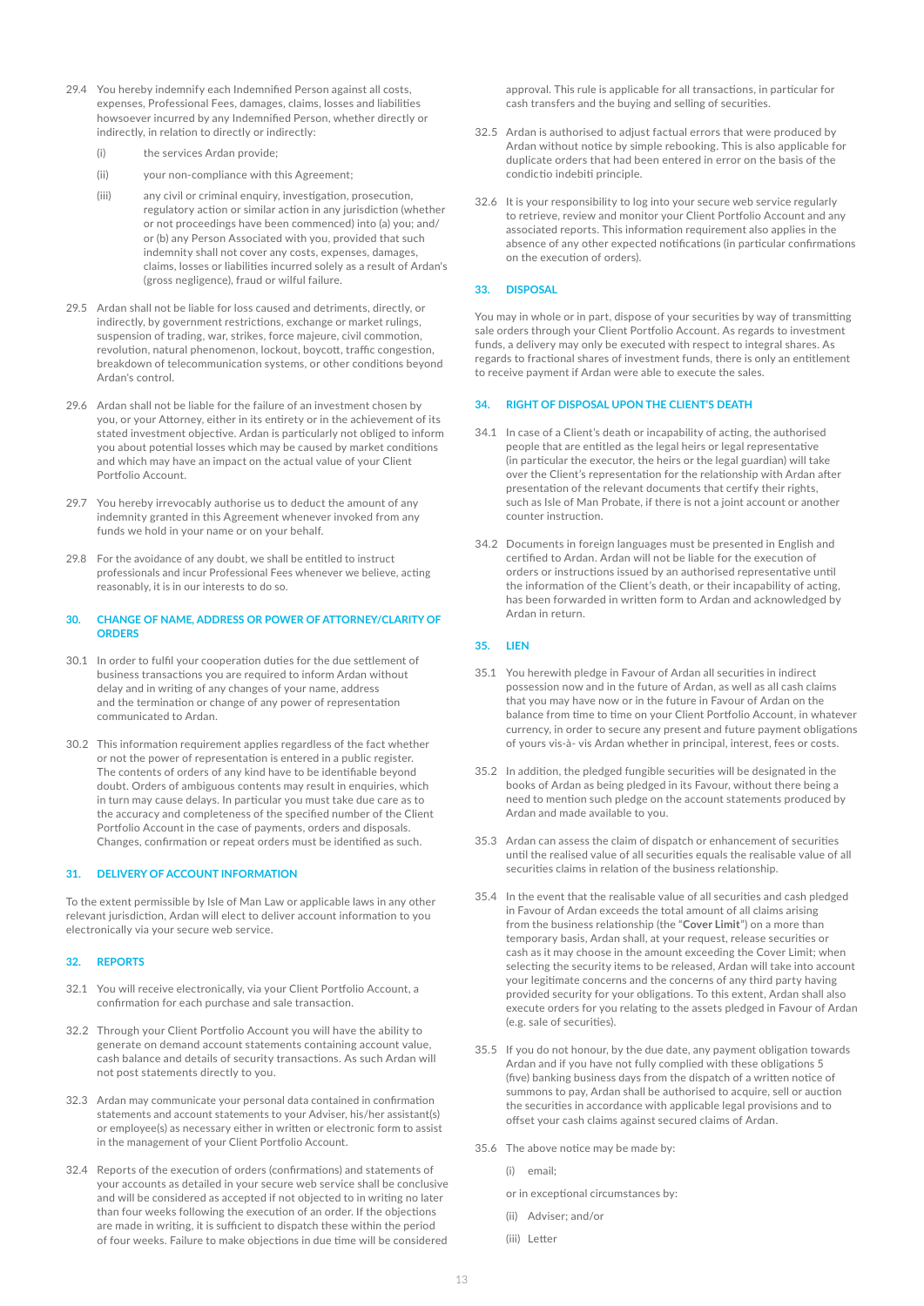29.4 You hereby indemnify each Indemnified Person against all costs, expenses, Professional Fees, damages, claims, losses and liabilities howsoever incurred by any Indemnified Person, whether directly or indirectly, in relation to directly or indirectly:

- (i) the services Ardan provide;
- (ii) your non-compliance with this Agreement;
- (iii) any civil or criminal enquiry, investigation, prosecution, regulatory action or similar action in any jurisdiction (whether or not proceedings have been commenced) into (a) you; and/or (b) any Person Associated with you, provided that such indemnity shall not cover any costs, expenses, damages, claims, losses or liabilities incurred solely as a result of Ardan's (gross negligence), fraud or wilful failure.

29.5 Ardan shall not be liable for loss caused and detriments, directly, or indirectly, by government restrictions, exchange or market rulings, suspension of trading, war, strikes, force majeure, civil commotion, revolution, natural phenomenon, lockout, boycott, traffic congestion, breakdown of telecommunication systems, or other conditions beyond Ardan's control.

29.6 Ardan shall not be liable for the failure of an investment chosen by you, or your Attorney, either in its entirety or in the achievement of its stated investment objective. Ardan is particularly not obliged to inform you about potential losses which may be caused by market conditions and which may have an impact on the actual value of your Client Portfolio Account.

29.7 You hereby irrevocably authorise us to deduct the amount of any indemnity granted in this Agreement whenever invoked from any funds we hold in your name or on your behalf.

29.8 For the avoidance of any doubt, we shall be entitled to instruct professionals and incur Professional Fees whenever we believe, acting reasonably, it is in our interests to do so.

## 30. CHANGE OF NAME, ADDRESS OR POWER OF ATTORNEY/CLARITY OF ORDERS

30.1 In order to fulfil your cooperation duties for the due settlement of business transactions you are required to inform Ardan without delay and in writing of any changes of your name, address and the termination or change of any power of representation communicated to Ardan.

30.2 This information requirement applies regardless of the fact whether or not the power of representation is entered in a public register. The contents of orders of any kind have to be identifiable beyond doubt. Orders of ambiguous contents may result in enquiries, which in turn may cause delays. In particular you must take due care as to the accuracy and completeness of the specified number of the Client Portfolio Account in the case of payments, orders and disposals. Changes, confirmation or repeat orders must be identified as such.

## 31. DELIVERY OF ACCOUNT INFORMATION

To the extent permissible by Isle of Man Law or applicable laws in any other relevant jurisdiction, Ardan will elect to deliver account information to you electronically via your secure web service.

## 32. REPORTS

32.1 You will receive electronically, via your Client Portfolio Account, a confirmation for each purchase and sale transaction.

32.2 Through your Client Portfolio Account you will have the ability to generate on demand account statements containing account value, cash balance and details of security transactions. As such Ardan will not post statements directly to you.

32.3 Ardan may communicate your personal data contained in confirmation statements and account statements to your Adviser, his/her assistant(s) or employee(s) as necessary either in written or electronic form to assist in the management of your Client Portfolio Account.

32.4 Reports of the execution of orders (confirmations) and statements of your accounts as detailed in your secure web service shall be conclusive and will be considered as accepted if not objected to in writing no later than four weeks following the execution of an order. If the objections are made in writing, it is sufficient to dispatch these within the period of four weeks. Failure to make objections in due time will be considered approval. This rule is applicable for all transactions, in particular for cash transfers and the buying and selling of securities.

32.5 Ardan is authorised to adjust factual errors that were produced by Ardan without notice by simple rebooking. This is also applicable for duplicate orders that had been entered in error on the basis of the condictio indebiti principle.

32.6 It is your responsibility to log into your secure web service regularly to retrieve, review and monitor your Client Portfolio Account and any associated reports. This information requirement also applies in the absence of any other expected notifications (in particular confirmations on the execution of orders).

## 33. DISPOSAL

You may in whole or in part, dispose of your securities by way of transmitting sale orders through your Client Portfolio Account. As regards to investment funds, a delivery may only be executed with respect to integral shares. As regards to fractional shares of investment funds, there is only an entitlement to receive payment if Ardan were able to execute the sales.

## 34. RIGHT OF DISPOSAL UPON THE CLIENT'S DEATH

34.1 In case of a Client's death or incapability of acting, the authorised people that are entitled as the legal heirs or legal representative (in particular the executor, the heirs or the legal guardian) will take over the Client's representation for the relationship with Ardan after presentation of the relevant documents that certify their rights, such as Isle of Man Probate, if there is not a joint account or another counter instruction.

34.2 Documents in foreign languages must be presented in English and certified to Ardan. Ardan will not be liable for the execution of orders or instructions issued by an authorised representative until the information of the Client's death, or their incapability of acting, has been forwarded in written form to Ardan and acknowledged by Ardan in return.

## 35. LIEN

35.1 You herewith pledge in Favour of Ardan all securities in indirect possession now and in the future of Ardan, as well as all cash claims that you may have now or in the future in Favour of Ardan on the balance from time to time on your Client Portfolio Account, in whatever currency, in order to secure any present and future payment obligations of yours vis-à- vis Ardan whether in principal, interest, fees or costs.

35.2 In addition, the pledged fungible securities will be designated in the books of Ardan as being pledged in its Favour, without there being a need to mention such pledge on the account statements produced by Ardan and made available to you.

35.3 Ardan can assess the claim of dispatch or enhancement of securities until the realised value of all securities equals the realisable value of all securities claims in relation of the business relationship.

35.4 In the event that the realisable value of all securities and cash pledged in Favour of Ardan exceeds the total amount of all claims arising from the business relationship (the "**Cover Limit**") on a more than temporary basis, Ardan shall, at your request, release securities or cash as it may choose in the amount exceeding the Cover Limit; when selecting the security items to be released, Ardan will take into account your legitimate concerns and the concerns of any third party having provided security for your obligations. To this extent, Ardan shall also execute orders for you relating to the assets pledged in Favour of Ardan (e.g. sale of securities).

35.5 If you do not honour, by the due date, any payment obligation towards Ardan and if you have not fully complied with these obligations 5 (five) banking business days from the dispatch of a written notice of summons to pay, Ardan shall be authorised to acquire, sell or auction the securities in accordance with applicable legal provisions and to offset your cash claims against secured claims of Ardan.

35.6 The above notice may be made by:

(i) email;

or in exceptional circumstances by:

(ii) Adviser; and/or

(iii) Letter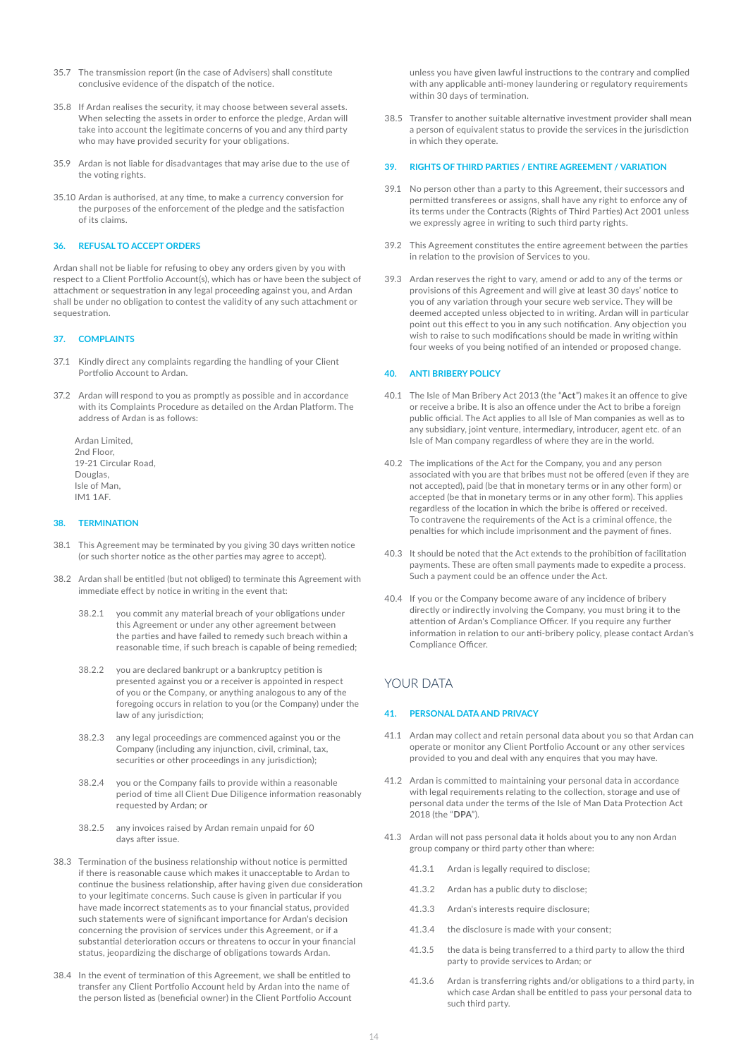35.7 The transmission report (in the case of Advisers) shall constitute conclusive evidence of the dispatch of the notice.

35.8 If Ardan realises the security, it may choose between several assets. When selecting the assets in order to enforce the pledge, Ardan will take into account the legitimate concerns of you and any third party who may have provided security for your obligations.

35.9 Ardan is not liable for disadvantages that may arise due to the use of the voting rights.

35.10 Ardan is authorised, at any time, to make a currency conversion for the purposes of the enforcement of the pledge and the satisfaction of its claims.

### 36. REFUSAL TO ACCEPT ORDERS

Ardan shall not be liable for refusing to obey any orders given by you with respect to a Client Portfolio Account(s), which has or have been the subject of attachment or sequestration in any legal proceeding against you, and Ardan shall be under no obligation to contest the validity of any such attachment or sequestration.

### 37. COMPLAINTS

37.1 Kindly direct any complaints regarding the handling of your Client Portfolio Account to Ardan.

37.2 Ardan will respond to you as promptly as possible and in accordance with its Complaints Procedure as detailed on the Ardan Platform. The address of Ardan is as follows:

Ardan Limited,
2nd Floor,
19-21 Circular Road,
Douglas,
Isle of Man,
IM1 1AF.

### 38. TERMINATION

38.1 This Agreement may be terminated by you giving 30 days written notice (or such shorter notice as the other parties may agree to accept).

38.2 Ardan shall be entitled (but not obliged) to terminate this Agreement with immediate effect by notice in writing in the event that:

38.2.1 you commit any material breach of your obligations under this Agreement or under any other agreement between the parties and have failed to remedy such breach within a reasonable time, if such breach is capable of being remedied;

38.2.2 you are declared bankrupt or a bankruptcy petition is presented against you or a receiver is appointed in respect of you or the Company, or anything analogous to any of the foregoing occurs in relation to you (or the Company) under the law of any jurisdiction;

38.2.3 any legal proceedings are commenced against you or the Company (including any injunction, civil, criminal, tax, securities or other proceedings in any jurisdiction);

38.2.4 you or the Company fails to provide within a reasonable period of time all Client Due Diligence information reasonably requested by Ardan; or

38.2.5 any invoices raised by Ardan remain unpaid for 60 days after issue.

38.3 Termination of the business relationship without notice is permitted if there is reasonable cause which makes it unacceptable to Ardan to continue the business relationship, after having given due consideration to your legitimate concerns. Such cause is given in particular if you have made incorrect statements as to your financial status, provided such statements were of significant importance for Ardan's decision concerning the provision of services under this Agreement, or if a substantial deterioration occurs or threatens to occur in your financial status, jeopardizing the discharge of obligations towards Ardan.

38.4 In the event of termination of this Agreement, we shall be entitled to transfer any Client Portfolio Account held by Ardan into the name of the person listed as (beneficial owner) in the Client Portfolio Account unless you have given lawful instructions to the contrary and complied with any applicable anti-money laundering or regulatory requirements within 30 days of termination.

38.5 Transfer to another suitable alternative investment provider shall mean a person of equivalent status to provide the services in the jurisdiction in which they operate.

### 39. RIGHTS OF THIRD PARTIES / ENTIRE AGREEMENT / VARIATION

39.1 No person other than a party to this Agreement, their successors and permitted transferees or assigns, shall have any right to enforce any of its terms under the Contracts (Rights of Third Parties) Act 2001 unless we expressly agree in writing to such third party rights.

39.2 This Agreement constitutes the entire agreement between the parties in relation to the provision of Services to you.

39.3 Ardan reserves the right to vary, amend or add to any of the terms or provisions of this Agreement and will give at least 30 days' notice to you of any variation through your secure web service. They will be deemed accepted unless objected to in writing. Ardan will in particular point out this effect to you in any such notification. Any objection you wish to raise to such modifications should be made in writing within four weeks of you being notified of an intended or proposed change.

### 40. ANTI BRIBERY POLICY

40.1 The Isle of Man Bribery Act 2013 (the "**Act**") makes it an offence to give or receive a bribe. It is also an offence under the Act to bribe a foreign public official. The Act applies to all Isle of Man companies as well as to any subsidiary, joint venture, intermediary, introducer, agent etc. of an Isle of Man company regardless of where they are in the world.

40.2 The implications of the Act for the Company, you and any person associated with you are that bribes must not be offered (even if they are not accepted), paid (be that in monetary terms or in any other form) or accepted (be that in monetary terms or in any other form). This applies regardless of the location in which the bribe is offered or received. To contravene the requirements of the Act is a criminal offence, the penalties for which include imprisonment and the payment of fines.

40.3 It should be noted that the Act extends to the prohibition of facilitation payments. These are often small payments made to expedite a process. Such a payment could be an offence under the Act.

40.4 If you or the Company become aware of any incidence of bribery directly or indirectly involving the Company, you must bring it to the attention of Ardan's Compliance Officer. If you require any further information in relation to our anti-bribery policy, please contact Ardan's Compliance Officer.

## YOUR DATA

### 41. PERSONAL DATA AND PRIVACY

41.1 Ardan may collect and retain personal data about you so that Ardan can operate or monitor any Client Portfolio Account or any other services provided to you and deal with any enquires that you may have.

41.2 Ardan is committed to maintaining your personal data in accordance with legal requirements relating to the collection, storage and use of personal data under the terms of the Isle of Man Data Protection Act 2018 (the "**DPA**").

41.3 Ardan will not pass personal data it holds about you to any non Ardan group company or third party other than where:

41.3.1 Ardan is legally required to disclose;

41.3.2 Ardan has a public duty to disclose;

41.3.3 Ardan's interests require disclosure;

41.3.4 the disclosure is made with your consent;

41.3.5 the data is being transferred to a third party to allow the third party to provide services to Ardan; or

41.3.6 Ardan is transferring rights and/or obligations to a third party, in which case Ardan shall be entitled to pass your personal data to such third party.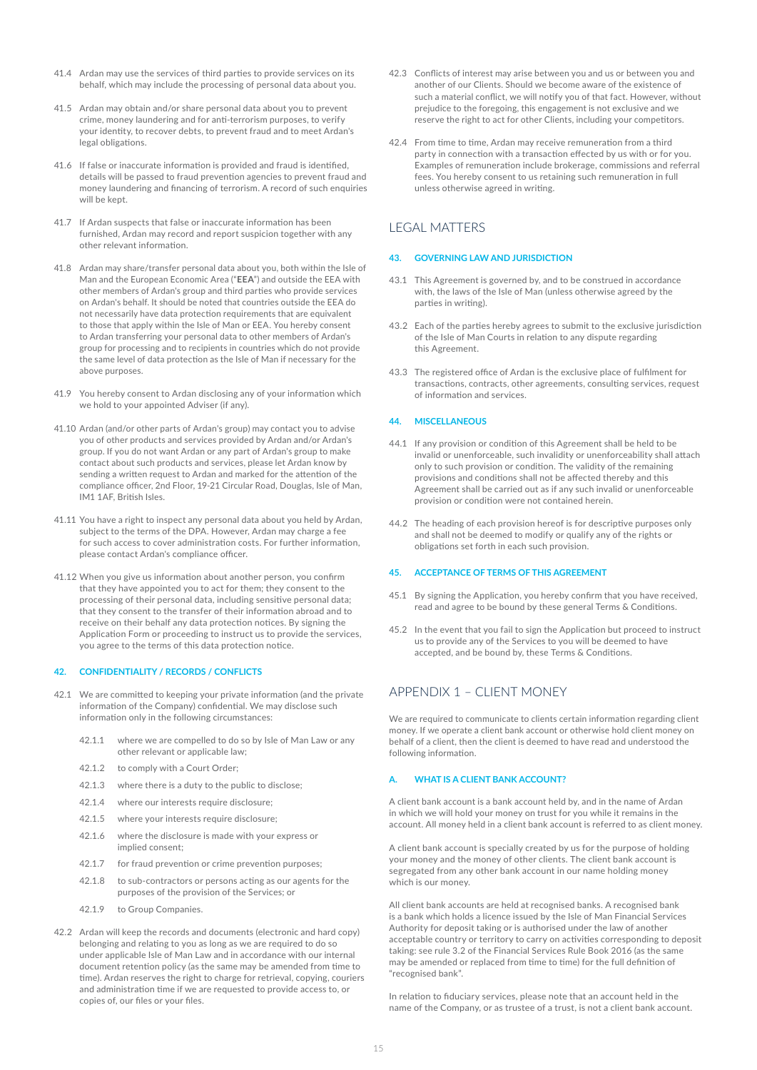41.4 Ardan may use the services of third parties to provide services on its behalf, which may include the processing of personal data about you.

41.5 Ardan may obtain and/or share personal data about you to prevent crime, money laundering and for anti-terrorism purposes, to verify your identity, to recover debts, to prevent fraud and to meet Ardan's legal obligations.

41.6 If false or inaccurate information is provided and fraud is identified, details will be passed to fraud prevention agencies to prevent fraud and money laundering and financing of terrorism. A record of such enquiries will be kept.

41.7 If Ardan suspects that false or inaccurate information has been furnished, Ardan may record and report suspicion together with any other relevant information.

41.8 Ardan may share/transfer personal data about you, both within the Isle of Man and the European Economic Area ("**EEA**") and outside the EEA with other members of Ardan's group and third parties who provide services on Ardan's behalf. It should be noted that countries outside the EEA do not necessarily have data protection requirements that are equivalent to those that apply within the Isle of Man or EEA. You hereby consent to Ardan transferring your personal data to other members of Ardan's group for processing and to recipients in countries which do not provide the same level of data protection as the Isle of Man if necessary for the above purposes.

41.9 You hereby consent to Ardan disclosing any of your information which we hold to your appointed Adviser (if any).

41.10 Ardan (and/or other parts of Ardan's group) may contact you to advise you of other products and services provided by Ardan and/or Ardan's group. If you do not want Ardan or any part of Ardan's group to make contact about such products and services, please let Ardan know by sending a written request to Ardan and marked for the attention of the compliance officer, 2nd Floor, 19-21 Circular Road, Douglas, Isle of Man, IM1 1AF, British Isles.

41.11 You have a right to inspect any personal data about you held by Ardan, subject to the terms of the DPA. However, Ardan may charge a fee for such access to cover administration costs. For further information, please contact Ardan's compliance officer.

41.12 When you give us information about another person, you confirm that they have appointed you to act for them; they consent to the processing of their personal data, including sensitive personal data; that they consent to the transfer of their information abroad and to receive on their behalf any data protection notices. By signing the Application Form or proceeding to instruct us to provide the services, you agree to the terms of this data protection notice.

### 42. CONFIDENTIALITY / RECORDS / CONFLICTS

42.1 We are committed to keeping your private information (and the private information of the Company) confidential. We may disclose such information only in the following circumstances:

- 42.1.1 where we are compelled to do so by Isle of Man Law or any other relevant or applicable law;
- 42.1.2 to comply with a Court Order;
- 42.1.3 where there is a duty to the public to disclose;
- 42.1.4 where our interests require disclosure;
- 42.1.5 where your interests require disclosure;
- 42.1.6 where the disclosure is made with your express or implied consent;
- 42.1.7 for fraud prevention or crime prevention purposes;
- 42.1.8 to sub-contractors or persons acting as our agents for the purposes of the provision of the Services; or
- 42.1.9 to Group Companies.

42.2 Ardan will keep the records and documents (electronic and hard copy) belonging and relating to you as long as we are required to do so under applicable Isle of Man Law and in accordance with our internal document retention policy (as the same may be amended from time to time). Ardan reserves the right to charge for retrieval, copying, couriers and administration time if we are requested to provide access to, or copies of, our files or your files.

42.3 Conflicts of interest may arise between you and us or between you and another of our Clients. Should we become aware of the existence of such a material conflict, we will notify you of that fact. However, without prejudice to the foregoing, this engagement is not exclusive and we reserve the right to act for other Clients, including your competitors.

42.4 From time to time, Ardan may receive remuneration from a third party in connection with a transaction effected by us with or for you. Examples of remuneration include brokerage, commissions and referral fees. You hereby consent to us retaining such remuneration in full unless otherwise agreed in writing.

## LEGAL MATTERS

### 43. GOVERNING LAW AND JURISDICTION

43.1 This Agreement is governed by, and to be construed in accordance with, the laws of the Isle of Man (unless otherwise agreed by the parties in writing).

43.2 Each of the parties hereby agrees to submit to the exclusive jurisdiction of the Isle of Man Courts in relation to any dispute regarding this Agreement.

43.3 The registered office of Ardan is the exclusive place of fulfilment for transactions, contracts, other agreements, consulting services, request of information and services.

### 44. MISCELLANEOUS

44.1 If any provision or condition of this Agreement shall be held to be invalid or unenforceable, such invalidity or unenforceability shall attach only to such provision or condition. The validity of the remaining provisions and conditions shall not be affected thereby and this Agreement shall be carried out as if any such invalid or unenforceable provision or condition were not contained herein.

44.2 The heading of each provision hereof is for descriptive purposes only and shall not be deemed to modify or qualify any of the rights or obligations set forth in each such provision.

### 45. ACCEPTANCE OF TERMS OF THIS AGREEMENT

45.1 By signing the Application, you hereby confirm that you have received, read and agree to be bound by these general Terms & Conditions.

45.2 In the event that you fail to sign the Application but proceed to instruct us to provide any of the Services to you will be deemed to have accepted, and be bound by, these Terms & Conditions.

## APPENDIX 1 – CLIENT MONEY

We are required to communicate to clients certain information regarding client money. If we operate a client bank account or otherwise hold client money on behalf of a client, then the client is deemed to have read and understood the following information.

### A. WHAT IS A CLIENT BANK ACCOUNT?

A client bank account is a bank account held by, and in the name of Ardan in which we will hold your money on trust for you while it remains in the account. All money held in a client bank account is referred to as client money.

A client bank account is specially created by us for the purpose of holding your money and the money of other clients. The client bank account is segregated from any other bank account in our name holding money which is our money.

All client bank accounts are held at recognised banks. A recognised bank is a bank which holds a licence issued by the Isle of Man Financial Services Authority for deposit taking or is authorised under the law of another acceptable country or territory to carry on activities corresponding to deposit taking: see rule 3.2 of the Financial Services Rule Book 2016 (as the same may be amended or replaced from time to time) for the full definition of "recognised bank".

In relation to fiduciary services, please note that an account held in the name of the Company, or as trustee of a trust, is not a client bank account.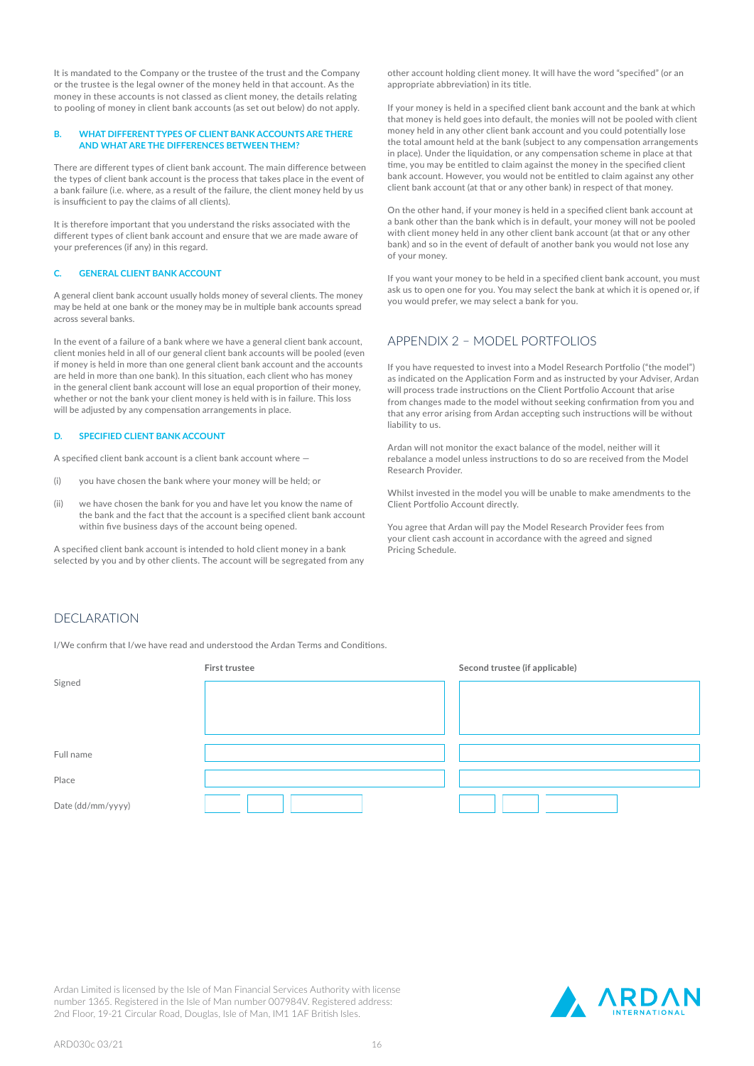It is mandated to the Company or the trustee of the trust and the Company or the trustee is the legal owner of the money held in that account. As the money in these accounts is not classed as client money, the details relating to pooling of money in client bank accounts (as set out below) do not apply.

### B. WHAT DIFFERENT TYPES OF CLIENT BANK ACCOUNTS ARE THERE AND WHAT ARE THE DIFFERENCES BETWEEN THEM?

There are different types of client bank account. The main difference between the types of client bank account is the process that takes place in the event of a bank failure (i.e. where, as a result of the failure, the client money held by us is insufficient to pay the claims of all clients).

It is therefore important that you understand the risks associated with the different types of client bank account and ensure that we are made aware of your preferences (if any) in this regard.

### C. GENERAL CLIENT BANK ACCOUNT

A general client bank account usually holds money of several clients. The money may be held at one bank or the money may be in multiple bank accounts spread across several banks.

In the event of a failure of a bank where we have a general client bank account, client monies held in all of our general client bank accounts will be pooled (even if money is held in more than one general client bank account and the accounts are held in more than one bank). In this situation, each client who has money in the general client bank account will lose an equal proportion of their money, whether or not the bank your client money is held with is in failure. This loss will be adjusted by any compensation arrangements in place.

### D. SPECIFIED CLIENT BANK ACCOUNT

A specified client bank account is a client bank account where —

(i) you have chosen the bank where your money will be held; or

(ii) we have chosen the bank for you and have let you know the name of the bank and the fact that the account is a specified client bank account within five business days of the account being opened.

A specified client bank account is intended to hold client money in a bank selected by you and by other clients. The account will be segregated from any other account holding client money. It will have the word "specified" (or an appropriate abbreviation) in its title.

If your money is held in a specified client bank account and the bank at which that money is held goes into default, the monies will not be pooled with client money held in any other client bank account and you could potentially lose the total amount held at the bank (subject to any compensation arrangements in place). Under the liquidation, or any compensation scheme in place at that time, you may be entitled to claim against the money in the specified client bank account. However, you would not be entitled to claim against any other client bank account (at that or any other bank) in respect of that money.

On the other hand, if your money is held in a specified client bank account at a bank other than the bank which is in default, your money will not be pooled with client money held in any other client bank account (at that or any other bank) and so in the event of default of another bank you would not lose any of your money.

If you want your money to be held in a specified client bank account, you must ask us to open one for you. You may select the bank at which it is opened or, if you would prefer, we may select a bank for you.

## APPENDIX 2 – MODEL PORTFOLIOS

If you have requested to invest into a Model Research Portfolio ("the model") as indicated on the Application Form and as instructed by your Adviser, Ardan will process trade instructions on the Client Portfolio Account that arise from changes made to the model without seeking confirmation from you and that any error arising from Ardan accepting such instructions will be without liability to us.

Ardan will not monitor the exact balance of the model, neither will it rebalance a model unless instructions to do so are received from the Model Research Provider.

Whilst invested in the model you will be unable to make amendments to the Client Portfolio Account directly.

You agree that Ardan will pay the Model Research Provider fees from your client cash account in accordance with the agreed and signed Pricing Schedule.

## DECLARATION

I/We confirm that I/we have read and understood the Ardan Terms and Conditions.

| | First trustee | Second trustee (if applicable) |
|---|---|---|
| Signed | | |
| Full name | | |
| Place | | |
| Date (dd/mm/yyyy) | | |

Ardan Limited is licensed by the Isle of Man Financial Services Authority with license number 1365. Registered in the Isle of Man number 007984V. Registered address: 2nd Floor, 19-21 Circular Road, Douglas, Isle of Man, IM1 1AF British Isles.

ARDAN INTERNATIONAL

ARD030c 03/21